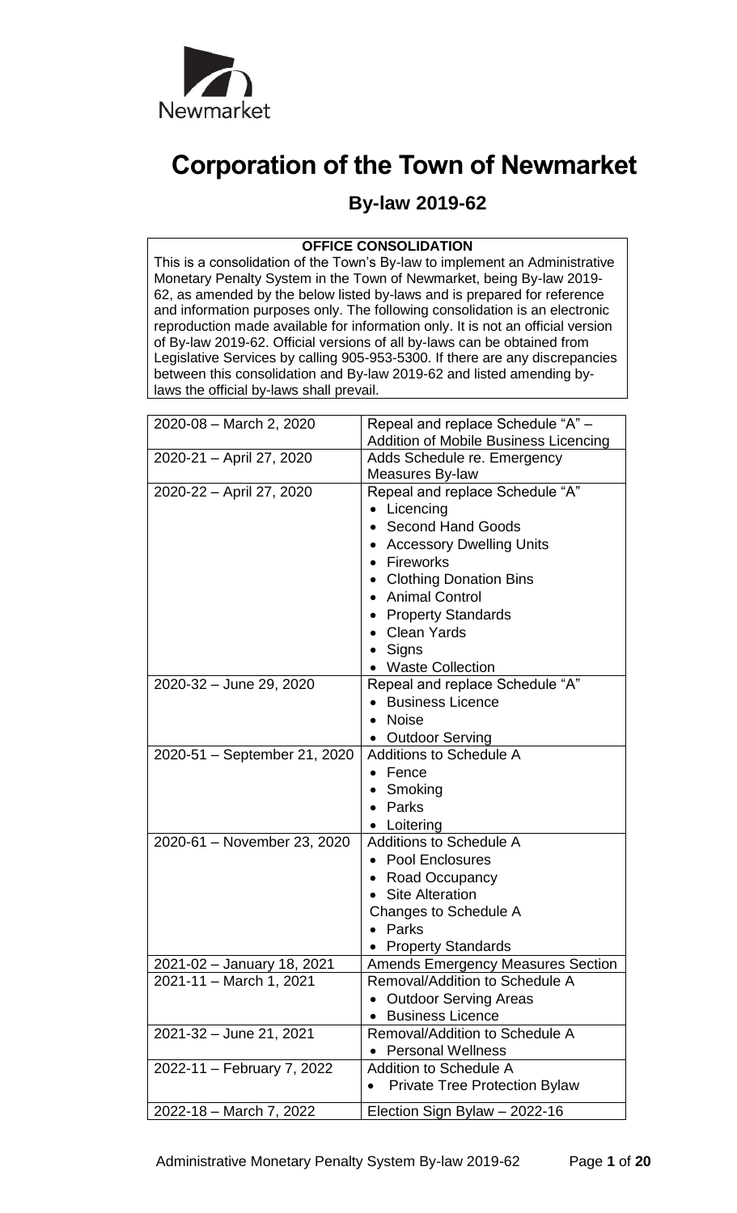Newmarket

# Corporation of the Town of Newmarket

## By-law 2019-62

**OFFICE CONSOLIDATION**

This is a consolidation of the Town's By-law to implement an Administrative Monetary Penalty System in the Town of Newmarket, being By-law 2019-62, as amended by the below listed by-laws and is prepared for reference and information purposes only. The following consolidation is an electronic reproduction made available for information only. It is not an official version of By-law 2019-62. Official versions of all by-laws can be obtained from Legislative Services by calling 905-953-5300. If there are any discrepancies between this consolidation and By-law 2019-62 and listed amending by-laws the official by-laws shall prevail.

| | |
|---|---|
| 2020-08 – March 2, 2020 | Repeal and replace Schedule "A" – Addition of Mobile Business Licencing |
| 2020-21 – April 27, 2020 | Adds Schedule re. Emergency Measures By-law |
| 2020-22 – April 27, 2020 | Repeal and replace Schedule "A"<br>• Licencing<br>• Second Hand Goods<br>• Accessory Dwelling Units<br>• Fireworks<br>• Clothing Donation Bins<br>• Animal Control<br>• Property Standards<br>• Clean Yards<br>• Signs<br>• Waste Collection |
| 2020-32 – June 29, 2020 | Repeal and replace Schedule "A"<br>• Business Licence<br>• Noise<br>• Outdoor Serving |
| 2020-51 – September 21, 2020 | Additions to Schedule A<br>• Fence<br>• Smoking<br>• Parks<br>• Loitering |
| 2020-61 – November 23, 2020 | Additions to Schedule A<br>• Pool Enclosures<br>• Road Occupancy<br>• Site Alteration<br>Changes to Schedule A<br>• Parks<br>• Property Standards |
| 2021-02 – January 18, 2021 | Amends Emergency Measures Section |
| 2021-11 – March 1, 2021 | Removal/Addition to Schedule A<br>• Outdoor Serving Areas<br>• Business Licence |
| 2021-32 – June 21, 2021 | Removal/Addition to Schedule A<br>• Personal Wellness |
| 2022-11 – February 7, 2022 | Addition to Schedule A<br>• Private Tree Protection Bylaw |
| 2022-18 – March 7, 2022 | Election Sign Bylaw – 2022-16 |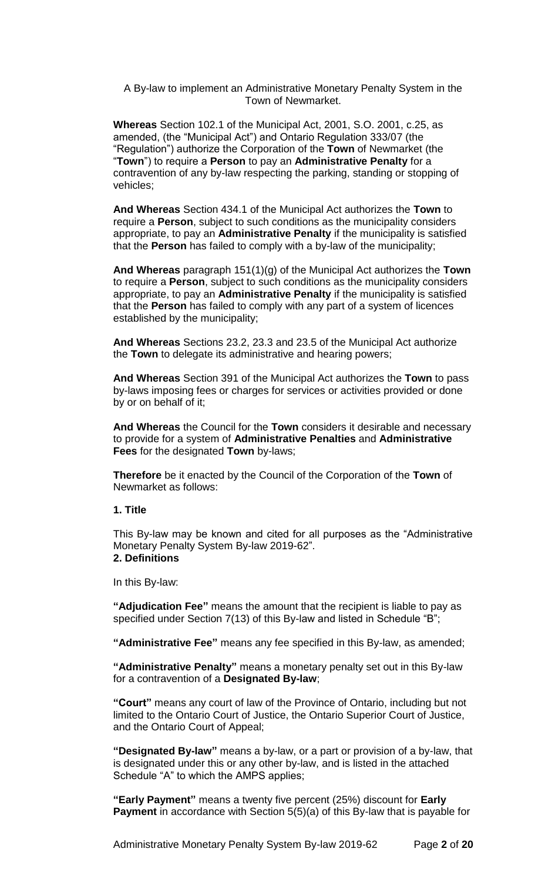A By-law to implement an Administrative Monetary Penalty System in the Town of Newmarket.

**Whereas** Section 102.1 of the Municipal Act, 2001, S.O. 2001, c.25, as amended, (the "Municipal Act") and Ontario Regulation 333/07 (the "Regulation") authorize the Corporation of the **Town** of Newmarket (the "**Town**") to require a **Person** to pay an **Administrative Penalty** for a contravention of any by-law respecting the parking, standing or stopping of vehicles;

**And Whereas** Section 434.1 of the Municipal Act authorizes the **Town** to require a **Person**, subject to such conditions as the municipality considers appropriate, to pay an **Administrative Penalty** if the municipality is satisfied that the **Person** has failed to comply with a by-law of the municipality;

**And Whereas** paragraph 151(1)(g) of the Municipal Act authorizes the **Town** to require a **Person**, subject to such conditions as the municipality considers appropriate, to pay an **Administrative Penalty** if the municipality is satisfied that the **Person** has failed to comply with any part of a system of licences established by the municipality;

**And Whereas** Sections 23.2, 23.3 and 23.5 of the Municipal Act authorize the **Town** to delegate its administrative and hearing powers;

**And Whereas** Section 391 of the Municipal Act authorizes the **Town** to pass by-laws imposing fees or charges for services or activities provided or done by or on behalf of it;

**And Whereas** the Council for the **Town** considers it desirable and necessary to provide for a system of **Administrative Penalties** and **Administrative Fees** for the designated **Town** by-laws;

**Therefore** be it enacted by the Council of the Corporation of the **Town** of Newmarket as follows:

## 1. Title

This By-law may be known and cited for all purposes as the "Administrative Monetary Penalty System By-law 2019-62".

## 2. Definitions

In this By-law:

**"Adjudication Fee"** means the amount that the recipient is liable to pay as specified under Section 7(13) of this By-law and listed in Schedule "B";

**"Administrative Fee"** means any fee specified in this By-law, as amended;

**"Administrative Penalty"** means a monetary penalty set out in this By-law for a contravention of a **Designated By-law**;

**"Court"** means any court of law of the Province of Ontario, including but not limited to the Ontario Court of Justice, the Ontario Superior Court of Justice, and the Ontario Court of Appeal;

**"Designated By-law"** means a by-law, or a part or provision of a by-law, that is designated under this or any other by-law, and is listed in the attached Schedule "A" to which the AMPS applies;

**"Early Payment"** means a twenty five percent (25%) discount for **Early Payment** in accordance with Section 5(5)(a) of this By-law that is payable for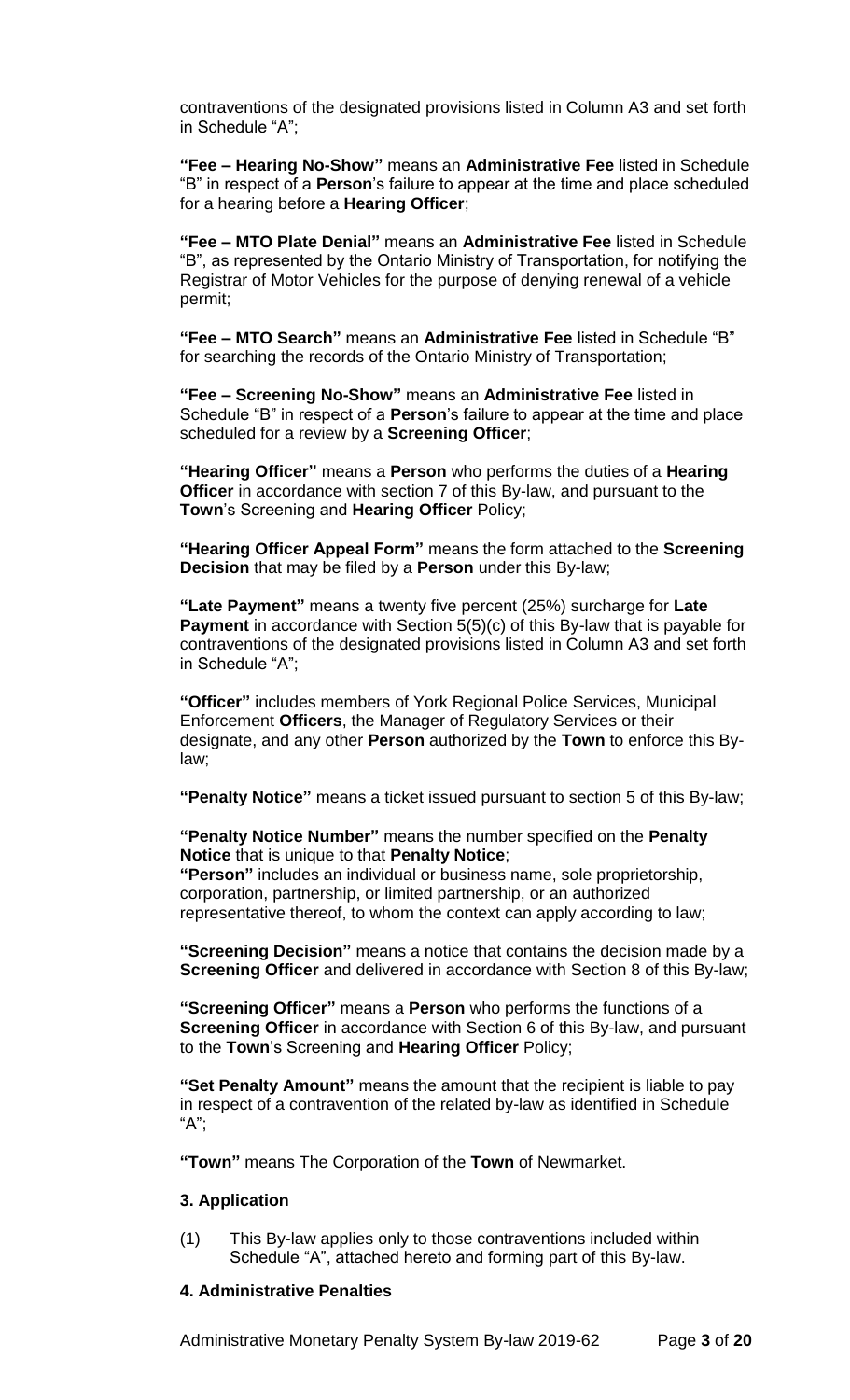contraventions of the designated provisions listed in Column A3 and set forth in Schedule "A";

**"Fee – Hearing No-Show"** means an **Administrative Fee** listed in Schedule "B" in respect of a **Person**'s failure to appear at the time and place scheduled for a hearing before a **Hearing Officer**;

**"Fee – MTO Plate Denial"** means an **Administrative Fee** listed in Schedule "B", as represented by the Ontario Ministry of Transportation, for notifying the Registrar of Motor Vehicles for the purpose of denying renewal of a vehicle permit;

**"Fee – MTO Search"** means an **Administrative Fee** listed in Schedule "B" for searching the records of the Ontario Ministry of Transportation;

**"Fee – Screening No-Show"** means an **Administrative Fee** listed in Schedule "B" in respect of a **Person**'s failure to appear at the time and place scheduled for a review by a **Screening Officer**;

**"Hearing Officer"** means a **Person** who performs the duties of a **Hearing Officer** in accordance with section 7 of this By-law, and pursuant to the **Town**'s Screening and **Hearing Officer** Policy;

**"Hearing Officer Appeal Form"** means the form attached to the **Screening Decision** that may be filed by a **Person** under this By-law;

**"Late Payment"** means a twenty five percent (25%) surcharge for **Late Payment** in accordance with Section 5(5)(c) of this By-law that is payable for contraventions of the designated provisions listed in Column A3 and set forth in Schedule "A";

**"Officer"** includes members of York Regional Police Services, Municipal Enforcement **Officers**, the Manager of Regulatory Services or their designate, and any other **Person** authorized by the **Town** to enforce this By-law;

**"Penalty Notice"** means a ticket issued pursuant to section 5 of this By-law;

**"Penalty Notice Number"** means the number specified on the **Penalty Notice** that is unique to that **Penalty Notice**;

**"Person"** includes an individual or business name, sole proprietorship, corporation, partnership, or limited partnership, or an authorized representative thereof, to whom the context can apply according to law;

**"Screening Decision"** means a notice that contains the decision made by a **Screening Officer** and delivered in accordance with Section 8 of this By-law;

**"Screening Officer"** means a **Person** who performs the functions of a **Screening Officer** in accordance with Section 6 of this By-law, and pursuant to the **Town**'s Screening and **Hearing Officer** Policy;

**"Set Penalty Amount"** means the amount that the recipient is liable to pay in respect of a contravention of the related by-law as identified in Schedule "A";

**"Town"** means The Corporation of the **Town** of Newmarket.

### 3. Application

(1) This By-law applies only to those contraventions included within Schedule "A", attached hereto and forming part of this By-law.

### 4. Administrative Penalties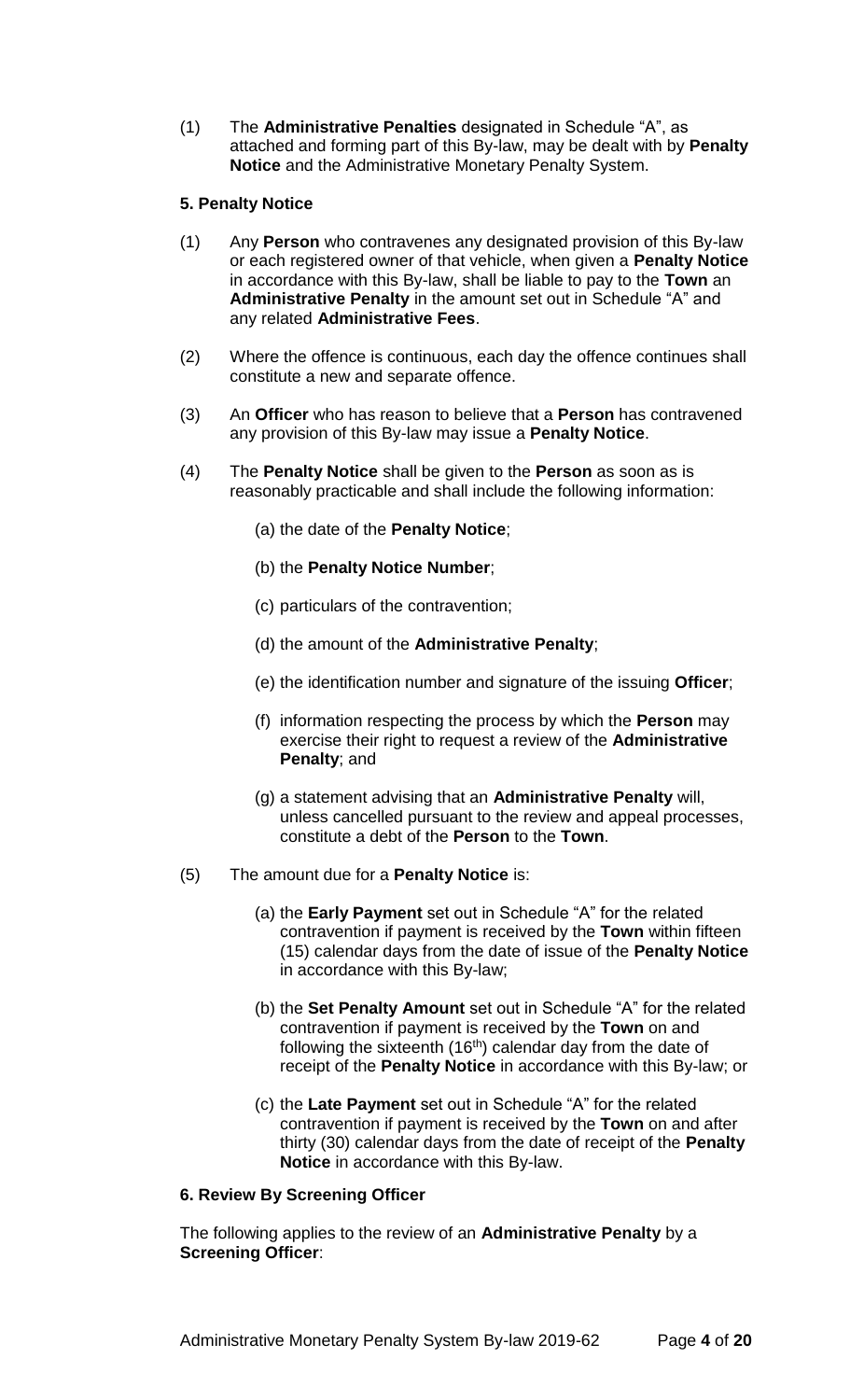(1) The **Administrative Penalties** designated in Schedule "A", as attached and forming part of this By-law, may be dealt with by **Penalty Notice** and the Administrative Monetary Penalty System.

**5. Penalty Notice**

(1) Any **Person** who contravenes any designated provision of this By-law or each registered owner of that vehicle, when given a **Penalty Notice** in accordance with this By-law, shall be liable to pay to the **Town** an **Administrative Penalty** in the amount set out in Schedule "A" and any related **Administrative Fees**.

(2) Where the offence is continuous, each day the offence continues shall constitute a new and separate offence.

(3) An **Officer** who has reason to believe that a **Person** has contravened any provision of this By-law may issue a **Penalty Notice**.

(4) The **Penalty Notice** shall be given to the **Person** as soon as is reasonably practicable and shall include the following information:

(a) the date of the **Penalty Notice**;

(b) the **Penalty Notice Number**;

(c) particulars of the contravention;

(d) the amount of the **Administrative Penalty**;

(e) the identification number and signature of the issuing **Officer**;

(f) information respecting the process by which the **Person** may exercise their right to request a review of the **Administrative Penalty**; and

(g) a statement advising that an **Administrative Penalty** will, unless cancelled pursuant to the review and appeal processes, constitute a debt of the **Person** to the **Town**.

(5) The amount due for a **Penalty Notice** is:

(a) the **Early Payment** set out in Schedule "A" for the related contravention if payment is received by the **Town** within fifteen (15) calendar days from the date of issue of the **Penalty Notice** in accordance with this By-law;

(b) the **Set Penalty Amount** set out in Schedule "A" for the related contravention if payment is received by the **Town** on and following the sixteenth (16th) calendar day from the date of receipt of the **Penalty Notice** in accordance with this By-law; or

(c) the **Late Payment** set out in Schedule "A" for the related contravention if payment is received by the **Town** on and after thirty (30) calendar days from the date of receipt of the **Penalty Notice** in accordance with this By-law.

**6. Review By Screening Officer**

The following applies to the review of an **Administrative Penalty** by a **Screening Officer**: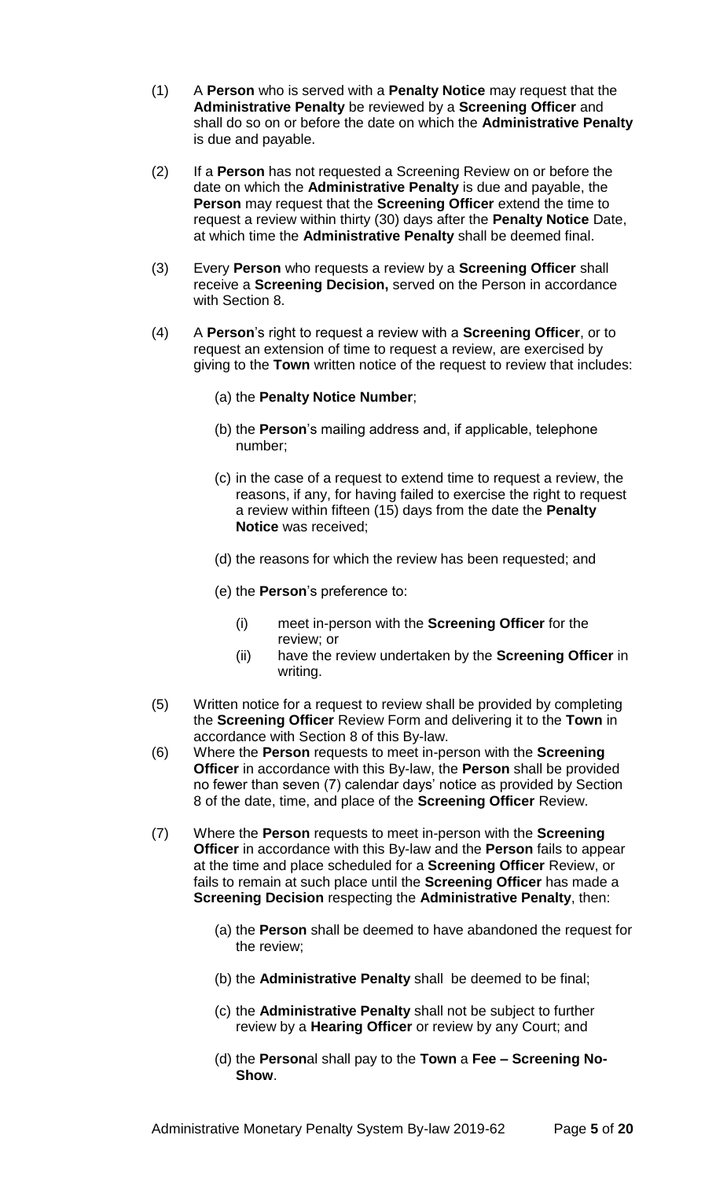(1) A **Person** who is served with a **Penalty Notice** may request that the **Administrative Penalty** be reviewed by a **Screening Officer** and shall do so on or before the date on which the **Administrative Penalty** is due and payable.

(2) If a **Person** has not requested a Screening Review on or before the date on which the **Administrative Penalty** is due and payable, the **Person** may request that the **Screening Officer** extend the time to request a review within thirty (30) days after the **Penalty Notice** Date, at which time the **Administrative Penalty** shall be deemed final.

(3) Every **Person** who requests a review by a **Screening Officer** shall receive a **Screening Decision,** served on the Person in accordance with Section 8.

(4) A **Person**'s right to request a review with a **Screening Officer**, or to request an extension of time to request a review, are exercised by giving to the **Town** written notice of the request to review that includes:

  (a) the **Penalty Notice Number**;

  (b) the **Person**'s mailing address and, if applicable, telephone number;

  (c) in the case of a request to extend time to request a review, the reasons, if any, for having failed to exercise the right to request a review within fifteen (15) days from the date the **Penalty Notice** was received;

  (d) the reasons for which the review has been requested; and

  (e) the **Person**'s preference to:

    (i) meet in-person with the **Screening Officer** for the review; or

    (ii) have the review undertaken by the **Screening Officer** in writing.

(5) Written notice for a request to review shall be provided by completing the **Screening Officer** Review Form and delivering it to the **Town** in accordance with Section 8 of this By-law.

(6) Where the **Person** requests to meet in-person with the **Screening Officer** in accordance with this By-law, the **Person** shall be provided no fewer than seven (7) calendar days' notice as provided by Section 8 of the date, time, and place of the **Screening Officer** Review.

(7) Where the **Person** requests to meet in-person with the **Screening Officer** in accordance with this By-law and the **Person** fails to appear at the time and place scheduled for a **Screening Officer** Review, or fails to remain at such place until the **Screening Officer** has made a **Screening Decision** respecting the **Administrative Penalty**, then:

  (a) the **Person** shall be deemed to have abandoned the request for the review;

  (b) the **Administrative Penalty** shall be deemed to be final;

  (c) the **Administrative Penalty** shall not be subject to further review by a **Hearing Officer** or review by any Court; and

  (d) the **Person**al shall pay to the **Town** a **Fee – Screening No-Show**.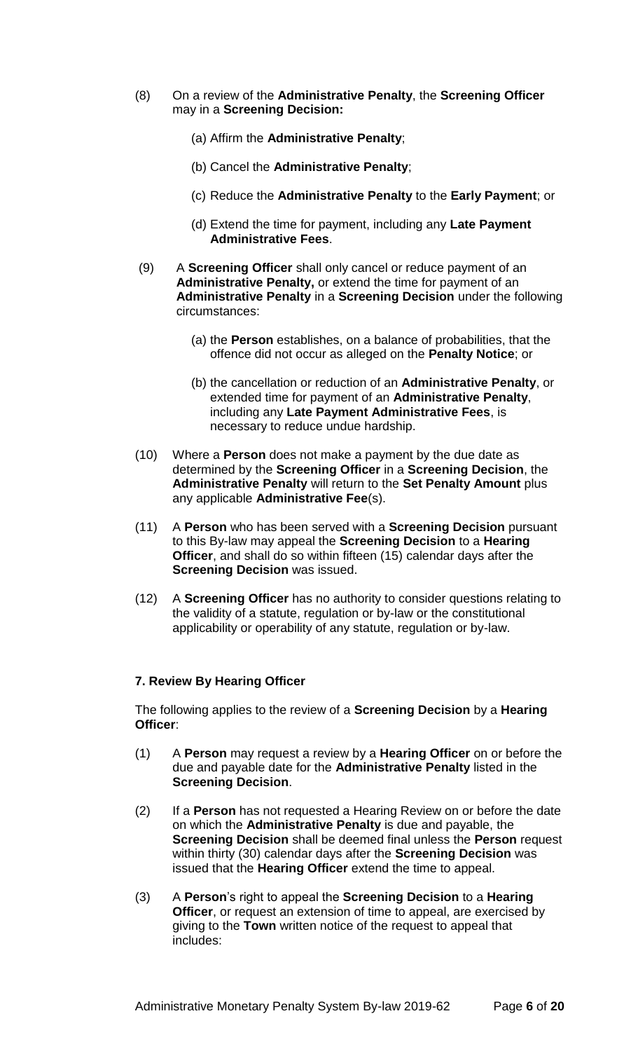(8) On a review of the **Administrative Penalty**, the **Screening Officer** may in a **Screening Decision:**

   (a) Affirm the **Administrative Penalty**;

   (b) Cancel the **Administrative Penalty**;

   (c) Reduce the **Administrative Penalty** to the **Early Payment**; or

   (d) Extend the time for payment, including any **Late Payment Administrative Fees**.

(9) A **Screening Officer** shall only cancel or reduce payment of an **Administrative Penalty,** or extend the time for payment of an **Administrative Penalty** in a **Screening Decision** under the following circumstances:

   (a) the **Person** establishes, on a balance of probabilities, that the offence did not occur as alleged on the **Penalty Notice**; or

   (b) the cancellation or reduction of an **Administrative Penalty**, or extended time for payment of an **Administrative Penalty**, including any **Late Payment Administrative Fees**, is necessary to reduce undue hardship.

(10) Where a **Person** does not make a payment by the due date as determined by the **Screening Officer** in a **Screening Decision**, the **Administrative Penalty** will return to the **Set Penalty Amount** plus any applicable **Administrative Fee**(s).

(11) A **Person** who has been served with a **Screening Decision** pursuant to this By-law may appeal the **Screening Decision** to a **Hearing Officer**, and shall do so within fifteen (15) calendar days after the **Screening Decision** was issued.

(12) A **Screening Officer** has no authority to consider questions relating to the validity of a statute, regulation or by-law or the constitutional applicability or operability of any statute, regulation or by-law.

### 7. Review By Hearing Officer

The following applies to the review of a **Screening Decision** by a **Hearing Officer**:

(1) A **Person** may request a review by a **Hearing Officer** on or before the due and payable date for the **Administrative Penalty** listed in the **Screening Decision**.

(2) If a **Person** has not requested a Hearing Review on or before the date on which the **Administrative Penalty** is due and payable, the **Screening Decision** shall be deemed final unless the **Person** request within thirty (30) calendar days after the **Screening Decision** was issued that the **Hearing Officer** extend the time to appeal.

(3) A **Person**'s right to appeal the **Screening Decision** to a **Hearing Officer**, or request an extension of time to appeal, are exercised by giving to the **Town** written notice of the request to appeal that includes: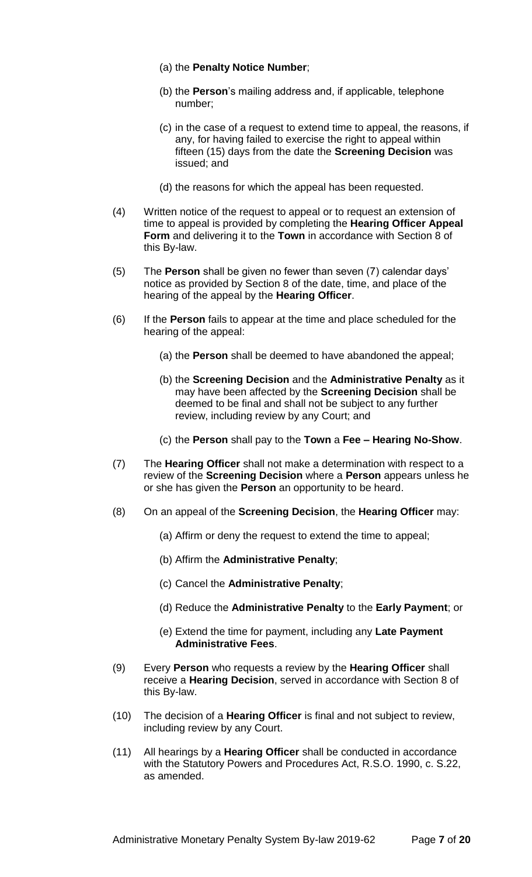(a) the **Penalty Notice Number**;

(b) the **Person**'s mailing address and, if applicable, telephone number;

(c) in the case of a request to extend time to appeal, the reasons, if any, for having failed to exercise the right to appeal within fifteen (15) days from the date the **Screening Decision** was issued; and

(d) the reasons for which the appeal has been requested.

(4) Written notice of the request to appeal or to request an extension of time to appeal is provided by completing the **Hearing Officer Appeal Form** and delivering it to the **Town** in accordance with Section 8 of this By-law.

(5) The **Person** shall be given no fewer than seven (7) calendar days' notice as provided by Section 8 of the date, time, and place of the hearing of the appeal by the **Hearing Officer**.

(6) If the **Person** fails to appear at the time and place scheduled for the hearing of the appeal:

(a) the **Person** shall be deemed to have abandoned the appeal;

(b) the **Screening Decision** and the **Administrative Penalty** as it may have been affected by the **Screening Decision** shall be deemed to be final and shall not be subject to any further review, including review by any Court; and

(c) the **Person** shall pay to the **Town** a **Fee – Hearing No-Show**.

(7) The **Hearing Officer** shall not make a determination with respect to a review of the **Screening Decision** where a **Person** appears unless he or she has given the **Person** an opportunity to be heard.

(8) On an appeal of the **Screening Decision**, the **Hearing Officer** may:

(a) Affirm or deny the request to extend the time to appeal;

(b) Affirm the **Administrative Penalty**;

(c) Cancel the **Administrative Penalty**;

(d) Reduce the **Administrative Penalty** to the **Early Payment**; or

(e) Extend the time for payment, including any **Late Payment Administrative Fees**.

(9) Every **Person** who requests a review by the **Hearing Officer** shall receive a **Hearing Decision**, served in accordance with Section 8 of this By-law.

(10) The decision of a **Hearing Officer** is final and not subject to review, including review by any Court.

(11) All hearings by a **Hearing Officer** shall be conducted in accordance with the Statutory Powers and Procedures Act, R.S.O. 1990, c. S.22, as amended.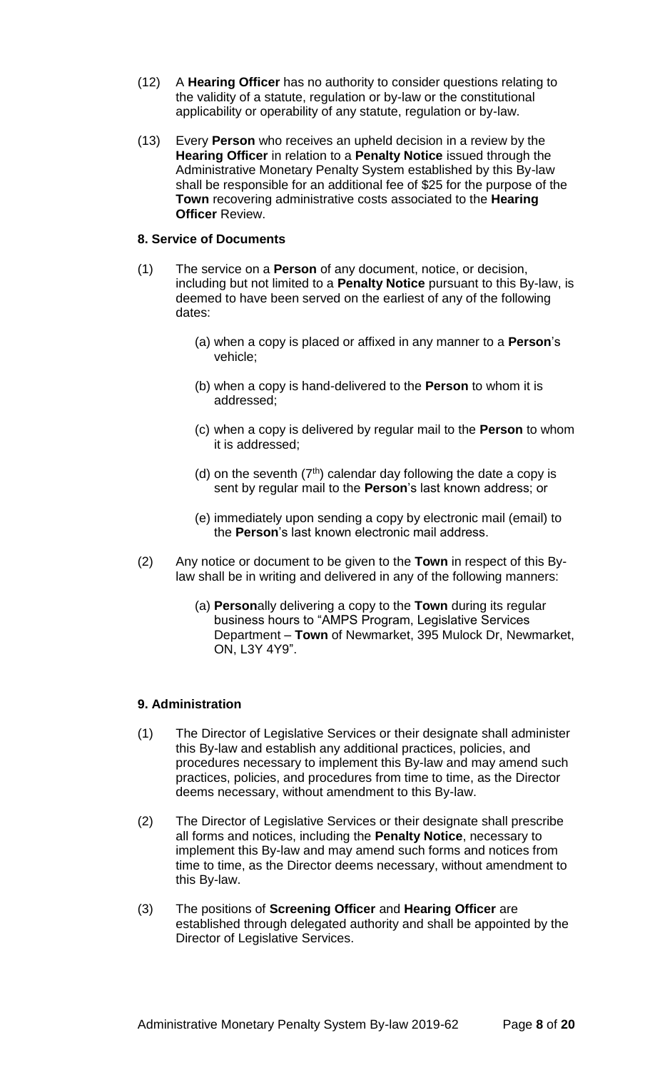(12) A **Hearing Officer** has no authority to consider questions relating to the validity of a statute, regulation or by-law or the constitutional applicability or operability of any statute, regulation or by-law.

(13) Every **Person** who receives an upheld decision in a review by the **Hearing Officer** in relation to a **Penalty Notice** issued through the Administrative Monetary Penalty System established by this By-law shall be responsible for an additional fee of $25 for the purpose of the **Town** recovering administrative costs associated to the **Hearing Officer** Review.

### 8. Service of Documents

(1) The service on a **Person** of any document, notice, or decision, including but not limited to a **Penalty Notice** pursuant to this By-law, is deemed to have been served on the earliest of any of the following dates:

- (a) when a copy is placed or affixed in any manner to a **Person**'s vehicle;
- (b) when a copy is hand-delivered to the **Person** to whom it is addressed;
- (c) when a copy is delivered by regular mail to the **Person** to whom it is addressed;
- (d) on the seventh (7th) calendar day following the date a copy is sent by regular mail to the **Person**'s last known address; or
- (e) immediately upon sending a copy by electronic mail (email) to the **Person**'s last known electronic mail address.

(2) Any notice or document to be given to the **Town** in respect of this By-law shall be in writing and delivered in any of the following manners:

- (a) **Person**ally delivering a copy to the **Town** during its regular business hours to "AMPS Program, Legislative Services Department – **Town** of Newmarket, 395 Mulock Dr, Newmarket, ON, L3Y 4Y9".

### 9. Administration

(1) The Director of Legislative Services or their designate shall administer this By-law and establish any additional practices, policies, and procedures necessary to implement this By-law and may amend such practices, policies, and procedures from time to time, as the Director deems necessary, without amendment to this By-law.

(2) The Director of Legislative Services or their designate shall prescribe all forms and notices, including the **Penalty Notice**, necessary to implement this By-law and may amend such forms and notices from time to time, as the Director deems necessary, without amendment to this By-law.

(3) The positions of **Screening Officer** and **Hearing Officer** are established through delegated authority and shall be appointed by the Director of Legislative Services.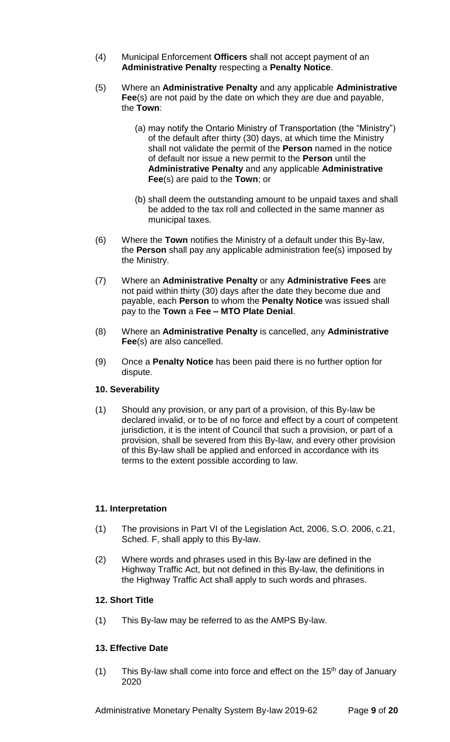(4) Municipal Enforcement **Officers** shall not accept payment of an **Administrative Penalty** respecting a **Penalty Notice**.

(5) Where an **Administrative Penalty** and any applicable **Administrative Fee**(s) are not paid by the date on which they are due and payable, the **Town**:

(a) may notify the Ontario Ministry of Transportation (the "Ministry") of the default after thirty (30) days, at which time the Ministry shall not validate the permit of the **Person** named in the notice of default nor issue a new permit to the **Person** until the **Administrative Penalty** and any applicable **Administrative Fee**(s) are paid to the **Town**; or

(b) shall deem the outstanding amount to be unpaid taxes and shall be added to the tax roll and collected in the same manner as municipal taxes.

(6) Where the **Town** notifies the Ministry of a default under this By-law, the **Person** shall pay any applicable administration fee(s) imposed by the Ministry.

(7) Where an **Administrative Penalty** or any **Administrative Fees** are not paid within thirty (30) days after the date they become due and payable, each **Person** to whom the **Penalty Notice** was issued shall pay to the **Town** a **Fee – MTO Plate Denial**.

(8) Where an **Administrative Penalty** is cancelled, any **Administrative Fee**(s) are also cancelled.

(9) Once a **Penalty Notice** has been paid there is no further option for dispute.

**10. Severability**

(1) Should any provision, or any part of a provision, of this By-law be declared invalid, or to be of no force and effect by a court of competent jurisdiction, it is the intent of Council that such a provision, or part of a provision, shall be severed from this By-law, and every other provision of this By-law shall be applied and enforced in accordance with its terms to the extent possible according to law.

**11. Interpretation**

(1) The provisions in Part VI of the Legislation Act, 2006, S.O. 2006, c.21, Sched. F, shall apply to this By-law.

(2) Where words and phrases used in this By-law are defined in the Highway Traffic Act, but not defined in this By-law, the definitions in the Highway Traffic Act shall apply to such words and phrases.

**12. Short Title**

(1) This By-law may be referred to as the AMPS By-law.

**13. Effective Date**

(1) This By-law shall come into force and effect on the 15th day of January 2020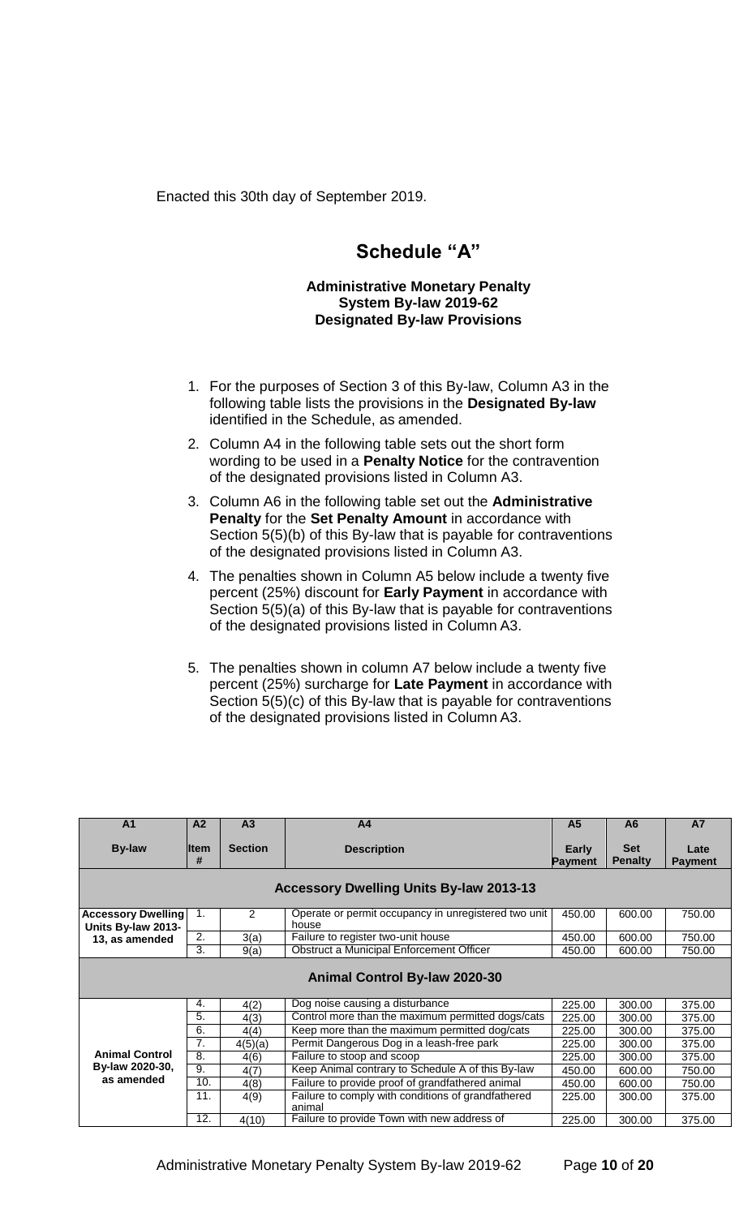Enacted this 30th day of September 2019.

# Schedule "A"

**Administrative Monetary Penalty System By-law 2019-62**
**Designated By-law Provisions**

1. For the purposes of Section 3 of this By-law, Column A3 in the following table lists the provisions in the **Designated By-law** identified in the Schedule, as amended.
2. Column A4 in the following table sets out the short form wording to be used in a **Penalty Notice** for the contravention of the designated provisions listed in Column A3.
3. Column A6 in the following table set out the **Administrative Penalty** for the **Set Penalty Amount** in accordance with Section 5(5)(b) of this By-law that is payable for contraventions of the designated provisions listed in Column A3.
4. The penalties shown in Column A5 below include a twenty five percent (25%) discount for **Early Payment** in accordance with Section 5(5)(a) of this By-law that is payable for contraventions of the designated provisions listed in Column A3.
5. The penalties shown in column A7 below include a twenty five percent (25%) surcharge for **Late Payment** in accordance with Section 5(5)(c) of this By-law that is payable for contraventions of the designated provisions listed in Column A3.

| A1<br>By-law | A2<br>Item # | A3<br>Section | A4<br>Description | A5<br>Early Payment | A6<br>Set Penalty | A7<br>Late Payment |
|---|---|---|---|---|---|---|
| **Accessory Dwelling Units By-law 2013-13** | | | | | | |
| **Accessory Dwelling Units By-law 2013-13, as amended** | 1. | 2 | Operate or permit occupancy in unregistered two unit house | 450.00 | 600.00 | 750.00 |
| | 2. | 3(a) | Failure to register two-unit house | 450.00 | 600.00 | 750.00 |
| | 3. | 9(a) | Obstruct a Municipal Enforcement Officer | 450.00 | 600.00 | 750.00 |
| **Animal Control By-law 2020-30** | | | | | | |
| **Animal Control By-law 2020-30, as amended** | 4. | 4(2) | Dog noise causing a disturbance | 225.00 | 300.00 | 375.00 |
| | 5. | 4(3) | Control more than the maximum permitted dogs/cats | 225.00 | 300.00 | 375.00 |
| | 6. | 4(4) | Keep more than the maximum permitted dog/cats | 225.00 | 300.00 | 375.00 |
| | 7. | 4(5)(a) | Permit Dangerous Dog in a leash-free park | 225.00 | 300.00 | 375.00 |
| | 8. | 4(6) | Failure to stoop and scoop | 225.00 | 300.00 | 375.00 |
| | 9. | 4(7) | Keep Animal contrary to Schedule A of this By-law | 450.00 | 600.00 | 750.00 |
| | 10. | 4(8) | Failure to provide proof of grandfathered animal | 450.00 | 600.00 | 750.00 |
| | 11. | 4(9) | Failure to comply with conditions of grandfathered animal | 225.00 | 300.00 | 375.00 |
| | 12. | 4(10) | Failure to provide Town with new address of | 225.00 | 300.00 | 375.00 |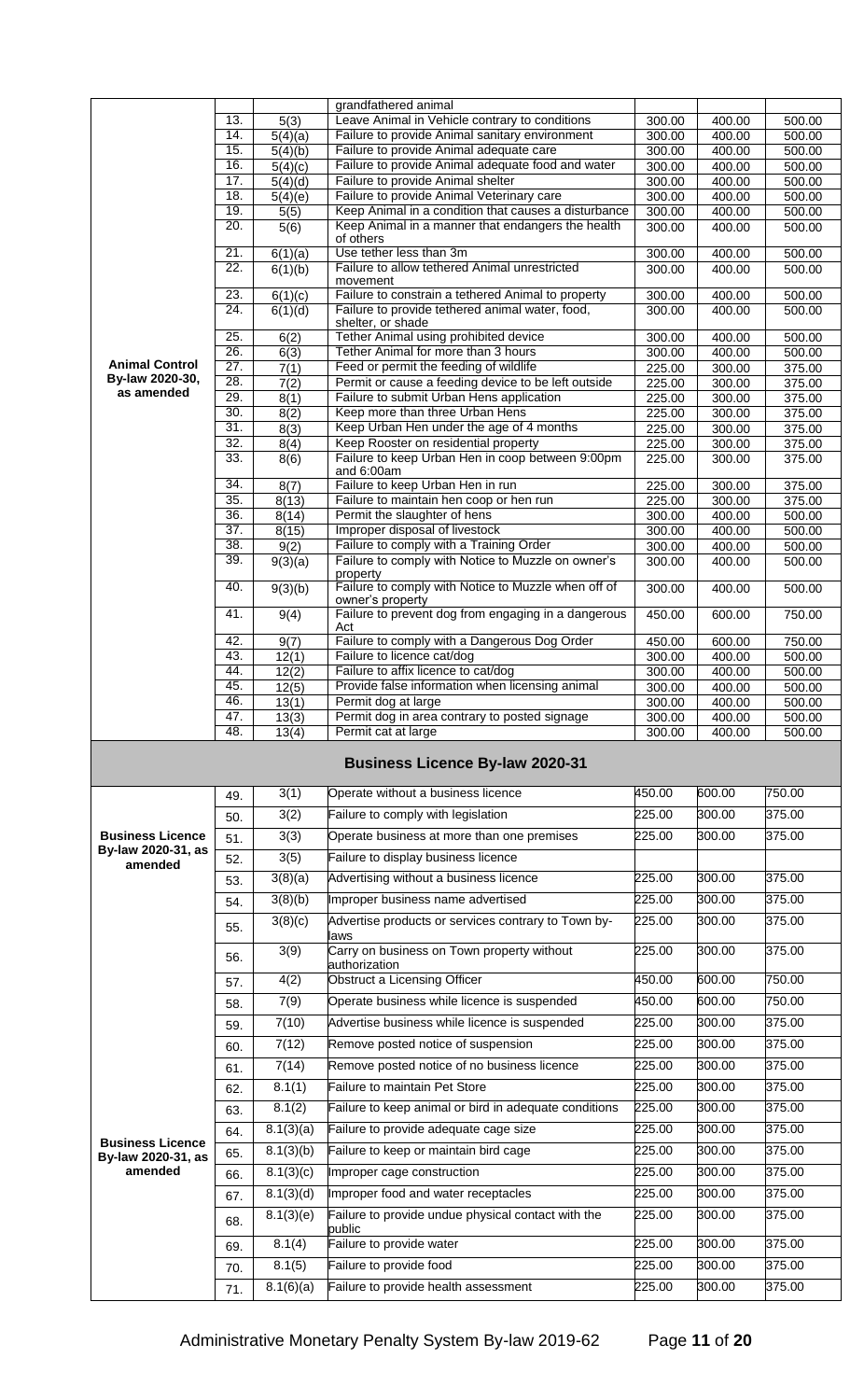| | | | | | | |
|---|---|---|---|---|---|---|
| | | | grandfathered animal | | | |
| | 13. | 5(3) | Leave Animal in Vehicle contrary to conditions | 300.00 | 400.00 | 500.00 |
| | 14. | 5(4)(a) | Failure to provide Animal sanitary environment | 300.00 | 400.00 | 500.00 |
| | 15. | 5(4)(b) | Failure to provide Animal adequate care | 300.00 | 400.00 | 500.00 |
| | 16. | 5(4)(c) | Failure to provide Animal adequate food and water | 300.00 | 400.00 | 500.00 |
| | 17. | 5(4)(d) | Failure to provide Animal shelter | 300.00 | 400.00 | 500.00 |
| | 18. | 5(4)(e) | Failure to provide Animal Veterinary care | 300.00 | 400.00 | 500.00 |
| | 19. | 5(5) | Keep Animal in a condition that causes a disturbance | 300.00 | 400.00 | 500.00 |
| | 20. | 5(6) | Keep Animal in a manner that endangers the health of others | 300.00 | 400.00 | 500.00 |
| | 21. | 6(1)(a) | Use tether less than 3m | 300.00 | 400.00 | 500.00 |
| | 22. | 6(1)(b) | Failure to allow tethered Animal unrestricted movement | 300.00 | 400.00 | 500.00 |
| | 23. | 6(1)(c) | Failure to constrain a tethered Animal to property | 300.00 | 400.00 | 500.00 |
| | 24. | 6(1)(d) | Failure to provide tethered animal water, food, shelter, or shade | 300.00 | 400.00 | 500.00 |
| | 25. | 6(2) | Tether Animal using prohibited device | 300.00 | 400.00 | 500.00 |
| | 26. | 6(3) | Tether Animal for more than 3 hours | 300.00 | 400.00 | 500.00 |
| **Animal Control By-law 2020-30, as amended** | 27. | 7(1) | Feed or permit the feeding of wildlife | 225.00 | 300.00 | 375.00 |
| | 28. | 7(2) | Permit or cause a feeding device to be left outside | 225.00 | 300.00 | 375.00 |
| | 29. | 8(1) | Failure to submit Urban Hens application | 225.00 | 300.00 | 375.00 |
| | 30. | 8(2) | Keep more than three Urban Hens | 225.00 | 300.00 | 375.00 |
| | 31. | 8(3) | Keep Urban Hen under the age of 4 months | 225.00 | 300.00 | 375.00 |
| | 32. | 8(4) | Keep Rooster on residential property | 225.00 | 300.00 | 375.00 |
| | 33. | 8(6) | Failure to keep Urban Hen in coop between 9:00pm and 6:00am | 225.00 | 300.00 | 375.00 |
| | 34. | 8(7) | Failure to keep Urban Hen in run | 225.00 | 300.00 | 375.00 |
| | 35. | 8(13) | Failure to maintain hen coop or hen run | 225.00 | 300.00 | 375.00 |
| | 36. | 8(14) | Permit the slaughter of hens | 300.00 | 400.00 | 500.00 |
| | 37. | 8(15) | Improper disposal of livestock | 300.00 | 400.00 | 500.00 |
| | 38. | 9(2) | Failure to comply with a Training Order | 300.00 | 400.00 | 500.00 |
| | 39. | 9(3)(a) | Failure to comply with Notice to Muzzle on owner's property | 300.00 | 400.00 | 500.00 |
| | 40. | 9(3)(b) | Failure to comply with Notice to Muzzle when off of owner's property | 300.00 | 400.00 | 500.00 |
| | 41. | 9(4) | Failure to prevent dog from engaging in a dangerous Act | 450.00 | 600.00 | 750.00 |
| | 42. | 9(7) | Failure to comply with a Dangerous Dog Order | 450.00 | 600.00 | 750.00 |
| | 43. | 12(1) | Failure to licence cat/dog | 300.00 | 400.00 | 500.00 |
| | 44. | 12(2) | Failure to affix licence to cat/dog | 300.00 | 400.00 | 500.00 |
| | 45. | 12(5) | Provide false information when licensing animal | 300.00 | 400.00 | 500.00 |
| | 46. | 13(1) | Permit dog at large | 300.00 | 400.00 | 500.00 |
| | 47. | 13(3) | Permit dog in area contrary to posted signage | 300.00 | 400.00 | 500.00 |
| | 48. | 13(4) | Permit cat at large | 300.00 | 400.00 | 500.00 |

## Business Licence By-law 2020-31

| | | | | | | |
|---|---|---|---|---|---|---|
| | 49. | 3(1) | Operate without a business licence | 450.00 | 600.00 | 750.00 |
| | 50. | 3(2) | Failure to comply with legislation | 225.00 | 300.00 | 375.00 |
| **Business Licence By-law 2020-31, as amended** | 51. | 3(3) | Operate business at more than one premises | 225.00 | 300.00 | 375.00 |
| | 52. | 3(5) | Failure to display business licence | | | |
| | 53. | 3(8)(a) | Advertising without a business licence | 225.00 | 300.00 | 375.00 |
| | 54. | 3(8)(b) | Improper business name advertised | 225.00 | 300.00 | 375.00 |
| | 55. | 3(8)(c) | Advertise products or services contrary to Town by-laws | 225.00 | 300.00 | 375.00 |
| | 56. | 3(9) | Carry on business on Town property without authorization | 225.00 | 300.00 | 375.00 |
| | 57. | 4(2) | Obstruct a Licensing Officer | 450.00 | 600.00 | 750.00 |
| | 58. | 7(9) | Operate business while licence is suspended | 450.00 | 600.00 | 750.00 |
| | 59. | 7(10) | Advertise business while licence is suspended | 225.00 | 300.00 | 375.00 |
| | 60. | 7(12) | Remove posted notice of suspension | 225.00 | 300.00 | 375.00 |
| | 61. | 7(14) | Remove posted notice of no business licence | 225.00 | 300.00 | 375.00 |
| | 62. | 8.1(1) | Failure to maintain Pet Store | 225.00 | 300.00 | 375.00 |
| | 63. | 8.1(2) | Failure to keep animal or bird in adequate conditions | 225.00 | 300.00 | 375.00 |
| | 64. | 8.1(3)(a) | Failure to provide adequate cage size | 225.00 | 300.00 | 375.00 |
| **Business Licence By-law 2020-31, as amended** | 65. | 8.1(3)(b) | Failure to keep or maintain bird cage | 225.00 | 300.00 | 375.00 |
| | 66. | 8.1(3)(c) | Improper cage construction | 225.00 | 300.00 | 375.00 |
| | 67. | 8.1(3)(d) | Improper food and water receptacles | 225.00 | 300.00 | 375.00 |
| | 68. | 8.1(3)(e) | Failure to provide undue physical contact with the public | 225.00 | 300.00 | 375.00 |
| | 69. | 8.1(4) | Failure to provide water | 225.00 | 300.00 | 375.00 |
| | 70. | 8.1(5) | Failure to provide food | 225.00 | 300.00 | 375.00 |
| | 71. | 8.1(6)(a) | Failure to provide health assessment | 225.00 | 300.00 | 375.00 |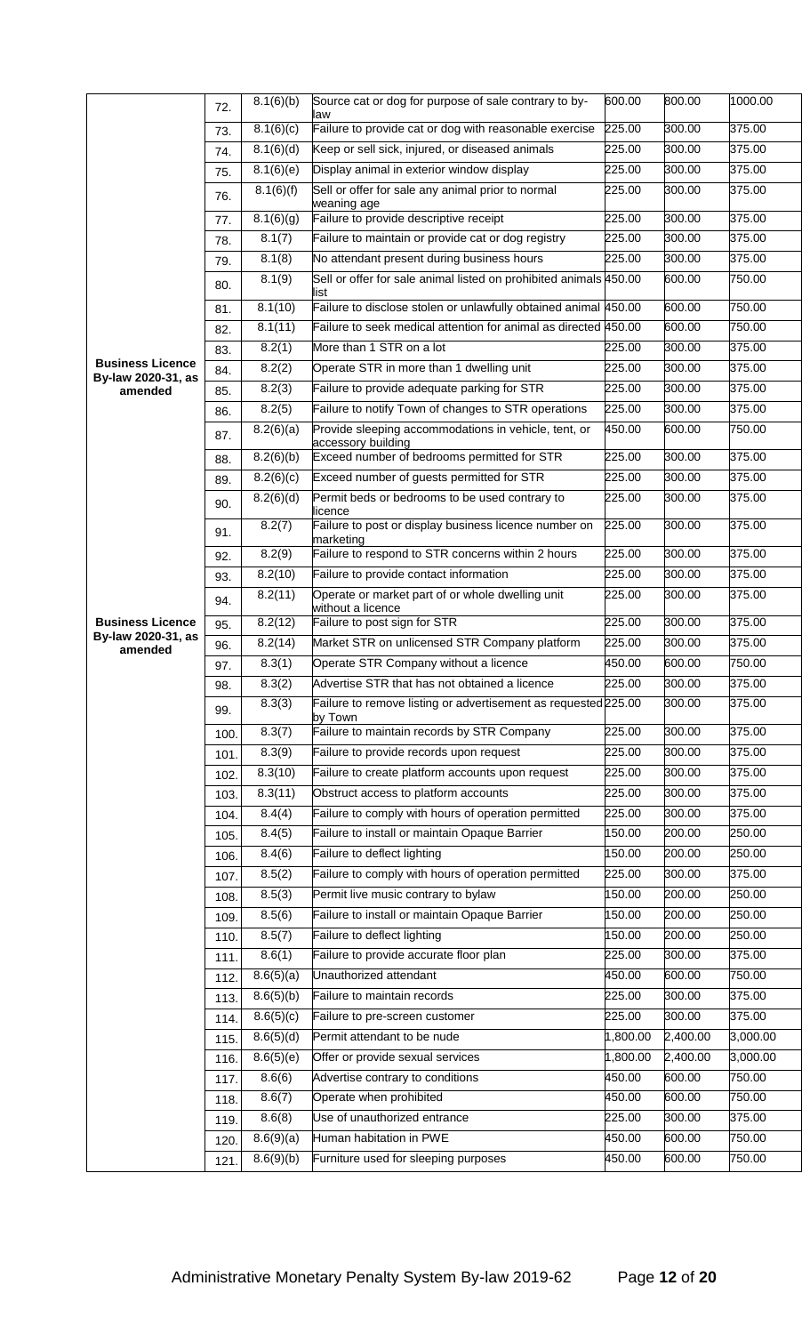| | | | | | | |
|---|---|---|---|---|---|---|
| **Business Licence By-law 2020-31, as amended** | 72. | 8.1(6)(b) | Source cat or dog for purpose of sale contrary to by-law | 600.00 | 800.00 | 1000.00 |
| | 73. | 8.1(6)(c) | Failure to provide cat or dog with reasonable exercise | 225.00 | 300.00 | 375.00 |
| | 74. | 8.1(6)(d) | Keep or sell sick, injured, or diseased animals | 225.00 | 300.00 | 375.00 |
| | 75. | 8.1(6)(e) | Display animal in exterior window display | 225.00 | 300.00 | 375.00 |
| | 76. | 8.1(6)(f) | Sell or offer for sale any animal prior to normal weaning age | 225.00 | 300.00 | 375.00 |
| | 77. | 8.1(6)(g) | Failure to provide descriptive receipt | 225.00 | 300.00 | 375.00 |
| | 78. | 8.1(7) | Failure to maintain or provide cat or dog registry | 225.00 | 300.00 | 375.00 |
| | 79. | 8.1(8) | No attendant present during business hours | 225.00 | 300.00 | 375.00 |
| | 80. | 8.1(9) | Sell or offer for sale animal listed on prohibited animals list | 450.00 | 600.00 | 750.00 |
| | 81. | 8.1(10) | Failure to disclose stolen or unlawfully obtained animal | 450.00 | 600.00 | 750.00 |
| | 82. | 8.1(11) | Failure to seek medical attention for animal as directed | 450.00 | 600.00 | 750.00 |
| | 83. | 8.2(1) | More than 1 STR on a lot | 225.00 | 300.00 | 375.00 |
| | 84. | 8.2(2) | Operate STR in more than 1 dwelling unit | 225.00 | 300.00 | 375.00 |
| | 85. | 8.2(3) | Failure to provide adequate parking for STR | 225.00 | 300.00 | 375.00 |
| | 86. | 8.2(5) | Failure to notify Town of changes to STR operations | 225.00 | 300.00 | 375.00 |
| | 87. | 8.2(6)(a) | Provide sleeping accommodations in vehicle, tent, or accessory building | 450.00 | 600.00 | 750.00 |
| | 88. | 8.2(6)(b) | Exceed number of bedrooms permitted for STR | 225.00 | 300.00 | 375.00 |
| | 89. | 8.2(6)(c) | Exceed number of guests permitted for STR | 225.00 | 300.00 | 375.00 |
| | 90. | 8.2(6)(d) | Permit beds or bedrooms to be used contrary to licence | 225.00 | 300.00 | 375.00 |
| | 91. | 8.2(7) | Failure to post or display business licence number on marketing | 225.00 | 300.00 | 375.00 |
| | 92. | 8.2(9) | Failure to respond to STR concerns within 2 hours | 225.00 | 300.00 | 375.00 |
| | 93. | 8.2(10) | Failure to provide contact information | 225.00 | 300.00 | 375.00 |
| | 94. | 8.2(11) | Operate or market part of or whole dwelling unit without a licence | 225.00 | 300.00 | 375.00 |
| **Business Licence By-law 2020-31, as amended** | 95. | 8.2(12) | Failure to post sign for STR | 225.00 | 300.00 | 375.00 |
| | 96. | 8.2(14) | Market STR on unlicensed STR Company platform | 225.00 | 300.00 | 375.00 |
| | 97. | 8.3(1) | Operate STR Company without a licence | 450.00 | 600.00 | 750.00 |
| | 98. | 8.3(2) | Advertise STR that has not obtained a licence | 225.00 | 300.00 | 375.00 |
| | 99. | 8.3(3) | Failure to remove listing or advertisement as requested by Town | 225.00 | 300.00 | 375.00 |
| | 100. | 8.3(7) | Failure to maintain records by STR Company | 225.00 | 300.00 | 375.00 |
| | 101. | 8.3(9) | Failure to provide records upon request | 225.00 | 300.00 | 375.00 |
| | 102. | 8.3(10) | Failure to create platform accounts upon request | 225.00 | 300.00 | 375.00 |
| | 103. | 8.3(11) | Obstruct access to platform accounts | 225.00 | 300.00 | 375.00 |
| | 104. | 8.4(4) | Failure to comply with hours of operation permitted | 225.00 | 300.00 | 375.00 |
| | 105. | 8.4(5) | Failure to install or maintain Opaque Barrier | 150.00 | 200.00 | 250.00 |
| | 106. | 8.4(6) | Failure to deflect lighting | 150.00 | 200.00 | 250.00 |
| | 107. | 8.5(2) | Failure to comply with hours of operation permitted | 225.00 | 300.00 | 375.00 |
| | 108. | 8.5(3) | Permit live music contrary to bylaw | 150.00 | 200.00 | 250.00 |
| | 109. | 8.5(6) | Failure to install or maintain Opaque Barrier | 150.00 | 200.00 | 250.00 |
| | 110. | 8.5(7) | Failure to deflect lighting | 150.00 | 200.00 | 250.00 |
| | 111. | 8.6(1) | Failure to provide accurate floor plan | 225.00 | 300.00 | 375.00 |
| | 112. | 8.6(5)(a) | Unauthorized attendant | 450.00 | 600.00 | 750.00 |
| | 113. | 8.6(5)(b) | Failure to maintain records | 225.00 | 300.00 | 375.00 |
| | 114. | 8.6(5)(c) | Failure to pre-screen customer | 225.00 | 300.00 | 375.00 |
| | 115. | 8.6(5)(d) | Permit attendant to be nude | 1,800.00 | 2,400.00 | 3,000.00 |
| | 116. | 8.6(5)(e) | Offer or provide sexual services | 1,800.00 | 2,400.00 | 3,000.00 |
| | 117. | 8.6(6) | Advertise contrary to conditions | 450.00 | 600.00 | 750.00 |
| | 118. | 8.6(7) | Operate when prohibited | 450.00 | 600.00 | 750.00 |
| | 119. | 8.6(8) | Use of unauthorized entrance | 225.00 | 300.00 | 375.00 |
| | 120. | 8.6(9)(a) | Human habitation in PWE | 450.00 | 600.00 | 750.00 |
| | 121. | 8.6(9)(b) | Furniture used for sleeping purposes | 450.00 | 600.00 | 750.00 |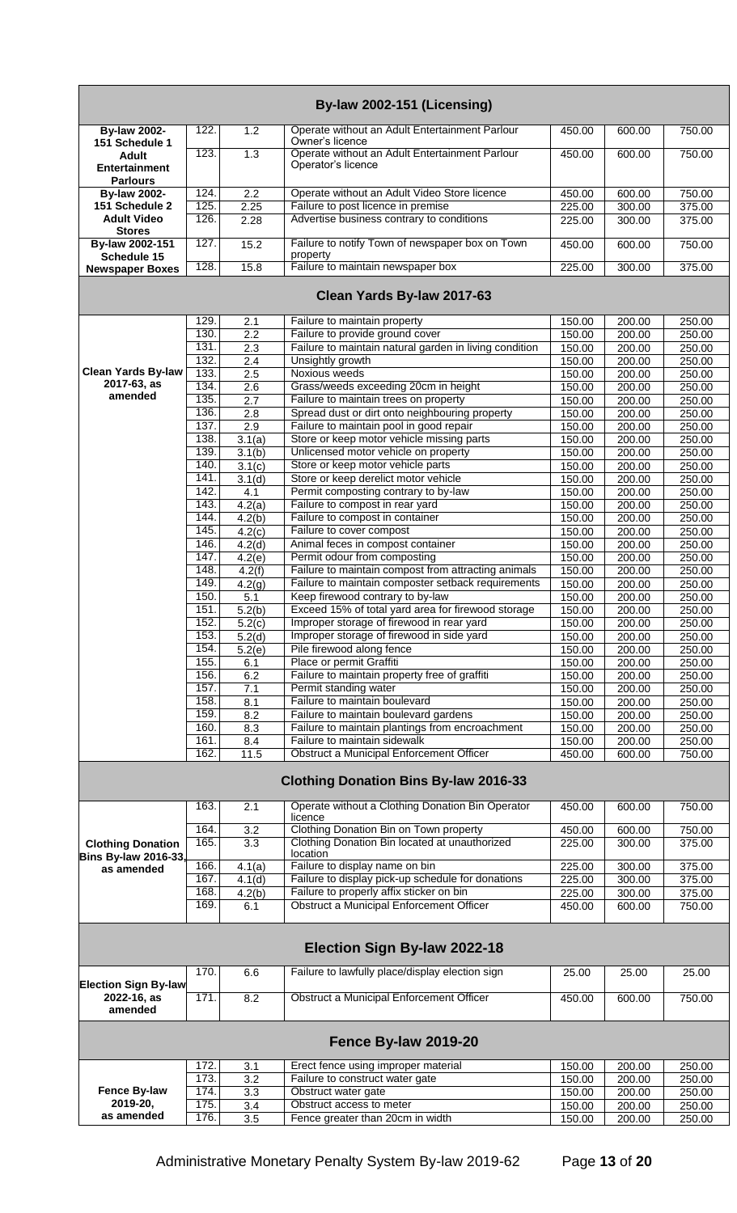| By-law 2002-151 (Licensing) | | | | | | |
|---|---|---|---|---|---|---|
| **By-law 2002-151 Schedule 1 Adult Entertainment Parlours** | 122. | 1.2 | Operate without an Adult Entertainment Parlour Owner's licence | 450.00 | 600.00 | 750.00 |
| | 123. | 1.3 | Operate without an Adult Entertainment Parlour Operator's licence | 450.00 | 600.00 | 750.00 |
| **By-law 2002-151 Schedule 2 Adult Video Stores** | 124. | 2.2 | Operate without an Adult Video Store licence | 450.00 | 600.00 | 750.00 |
| | 125. | 2.25 | Failure to post licence in premise | 225.00 | 300.00 | 375.00 |
| | 126. | 2.28 | Advertise business contrary to conditions | 225.00 | 300.00 | 375.00 |
| **By-law 2002-151 Schedule 15 Newspaper Boxes** | 127. | 15.2 | Failure to notify Town of newspaper box on Town property | 450.00 | 600.00 | 750.00 |
| | 128. | 15.8 | Failure to maintain newspaper box | 225.00 | 300.00 | 375.00 |
| **Clean Yards By-law 2017-63** | | | | | | |
| **Clean Yards By-law 2017-63, as amended** | 129. | 2.1 | Failure to maintain property | 150.00 | 200.00 | 250.00 |
| | 130. | 2.2 | Failure to provide ground cover | 150.00 | 200.00 | 250.00 |
| | 131. | 2.3 | Failure to maintain natural garden in living condition | 150.00 | 200.00 | 250.00 |
| | 132. | 2.4 | Unsightly growth | 150.00 | 200.00 | 250.00 |
| | 133. | 2.5 | Noxious weeds | 150.00 | 200.00 | 250.00 |
| | 134. | 2.6 | Grass/weeds exceeding 20cm in height | 150.00 | 200.00 | 250.00 |
| | 135. | 2.7 | Failure to maintain trees on property | 150.00 | 200.00 | 250.00 |
| | 136. | 2.8 | Spread dust or dirt onto neighbouring property | 150.00 | 200.00 | 250.00 |
| | 137. | 2.9 | Failure to maintain pool in good repair | 150.00 | 200.00 | 250.00 |
| | 138. | 3.1(a) | Store or keep motor vehicle missing parts | 150.00 | 200.00 | 250.00 |
| | 139. | 3.1(b) | Unlicensed motor vehicle on property | 150.00 | 200.00 | 250.00 |
| | 140. | 3.1(c) | Store or keep motor vehicle parts | 150.00 | 200.00 | 250.00 |
| | 141. | 3.1(d) | Store or keep derelict motor vehicle | 150.00 | 200.00 | 250.00 |
| | 142. | 4.1 | Permit composting contrary to by-law | 150.00 | 200.00 | 250.00 |
| | 143. | 4.2(a) | Failure to compost in rear yard | 150.00 | 200.00 | 250.00 |
| | 144. | 4.2(b) | Failure to compost in container | 150.00 | 200.00 | 250.00 |
| | 145. | 4.2(c) | Failure to cover compost | 150.00 | 200.00 | 250.00 |
| | 146. | 4.2(d) | Animal feces in compost container | 150.00 | 200.00 | 250.00 |
| | 147. | 4.2(e) | Permit odour from composting | 150.00 | 200.00 | 250.00 |
| | 148. | 4.2(f) | Failure to maintain compost from attracting animals | 150.00 | 200.00 | 250.00 |
| | 149. | 4.2(g) | Failure to maintain composter setback requirements | 150.00 | 200.00 | 250.00 |
| | 150. | 5.1 | Keep firewood contrary to by-law | 150.00 | 200.00 | 250.00 |
| | 151. | 5.2(b) | Exceed 15% of total yard area for firewood storage | 150.00 | 200.00 | 250.00 |
| | 152. | 5.2(c) | Improper storage of firewood in rear yard | 150.00 | 200.00 | 250.00 |
| | 153. | 5.2(d) | Improper storage of firewood in side yard | 150.00 | 200.00 | 250.00 |
| | 154. | 5.2(e) | Pile firewood along fence | 150.00 | 200.00 | 250.00 |
| | 155. | 6.1 | Place or permit Graffiti | 150.00 | 200.00 | 250.00 |
| | 156. | 6.2 | Failure to maintain property free of graffiti | 150.00 | 200.00 | 250.00 |
| | 157. | 7.1 | Permit standing water | 150.00 | 200.00 | 250.00 |
| | 158. | 8.1 | Failure to maintain boulevard | 150.00 | 200.00 | 250.00 |
| | 159. | 8.2 | Failure to maintain boulevard gardens | 150.00 | 200.00 | 250.00 |
| | 160. | 8.3 | Failure to maintain plantings from encroachment | 150.00 | 200.00 | 250.00 |
| | 161. | 8.4 | Failure to maintain sidewalk | 150.00 | 200.00 | 250.00 |
| | 162. | 11.5 | Obstruct a Municipal Enforcement Officer | 450.00 | 600.00 | 750.00 |
| **Clothing Donation Bins By-law 2016-33** | | | | | | |
| **Clothing Donation Bins By-law 2016-33, as amended** | 163. | 2.1 | Operate without a Clothing Donation Bin Operator licence | 450.00 | 600.00 | 750.00 |
| | 164. | 3.2 | Clothing Donation Bin on Town property | 450.00 | 600.00 | 750.00 |
| | 165. | 3.3 | Clothing Donation Bin located at unauthorized location | 225.00 | 300.00 | 375.00 |
| | 166. | 4.1(a) | Failure to display name on bin | 225.00 | 300.00 | 375.00 |
| | 167. | 4.1(d) | Failure to display pick-up schedule for donations | 225.00 | 300.00 | 375.00 |
| | 168. | 4.2(b) | Failure to properly affix sticker on bin | 225.00 | 300.00 | 375.00 |
| | 169. | 6.1 | Obstruct a Municipal Enforcement Officer | 450.00 | 600.00 | 750.00 |
| **Election Sign By-law 2022-18** | | | | | | |
| **Election Sign By-law 2022-16, as amended** | 170. | 6.6 | Failure to lawfully place/display election sign | 25.00 | 25.00 | 25.00 |
| | 171. | 8.2 | Obstruct a Municipal Enforcement Officer | 450.00 | 600.00 | 750.00 |
| **Fence By-law 2019-20** | | | | | | |
| **Fence By-law 2019-20, as amended** | 172. | 3.1 | Erect fence using improper material | 150.00 | 200.00 | 250.00 |
| | 173. | 3.2 | Failure to construct water gate | 150.00 | 200.00 | 250.00 |
| | 174. | 3.3 | Obstruct water gate | 150.00 | 200.00 | 250.00 |
| | 175. | 3.4 | Obstruct access to meter | 150.00 | 200.00 | 250.00 |
| | 176. | 3.5 | Fence greater than 20cm in width | 150.00 | 200.00 | 250.00 |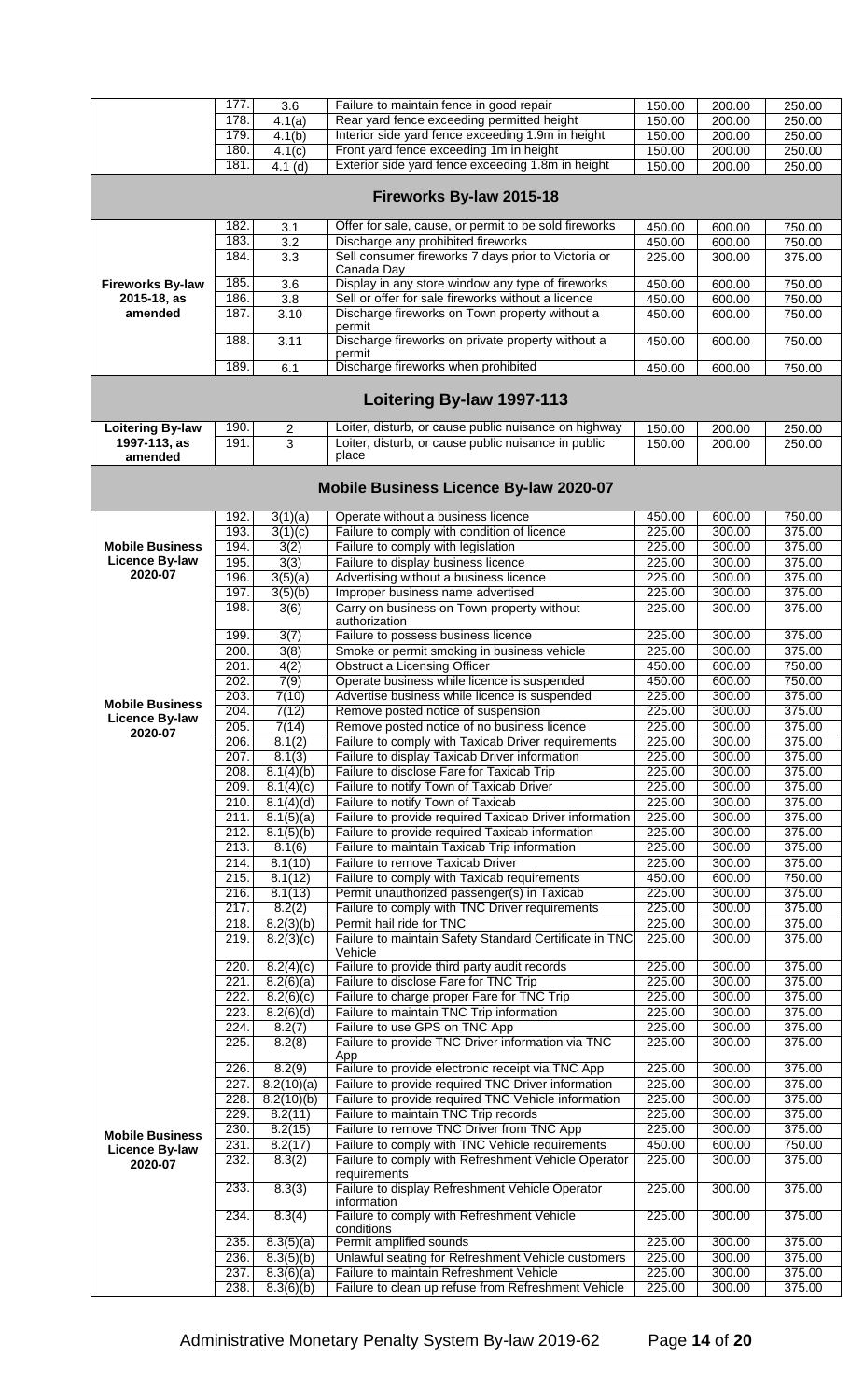|  | 177. | 3.6 | Failure to maintain fence in good repair | 150.00 | 200.00 | 250.00 |
|---|---|---|---|---|---|---|
|  | 178. | 4.1(a) | Rear yard fence exceeding permitted height | 150.00 | 200.00 | 250.00 |
|  | 179. | 4.1(b) | Interior side yard fence exceeding 1.9m in height | 150.00 | 200.00 | 250.00 |
|  | 180. | 4.1(c) | Front yard fence exceeding 1m in height | 150.00 | 200.00 | 250.00 |
|  | 181. | 4.1 (d) | Exterior side yard fence exceeding 1.8m in height | 150.00 | 200.00 | 250.00 |
| **Fireworks By-law 2015-18** | | | | | | |
| **Fireworks By-law 2015-18, as amended** | 182. | 3.1 | Offer for sale, cause, or permit to be sold fireworks | 450.00 | 600.00 | 750.00 |
|  | 183. | 3.2 | Discharge any prohibited fireworks | 450.00 | 600.00 | 750.00 |
|  | 184. | 3.3 | Sell consumer fireworks 7 days prior to Victoria or Canada Day | 225.00 | 300.00 | 375.00 |
|  | 185. | 3.6 | Display in any store window any type of fireworks | 450.00 | 600.00 | 750.00 |
|  | 186. | 3.8 | Sell or offer for sale fireworks without a licence | 450.00 | 600.00 | 750.00 |
|  | 187. | 3.10 | Discharge fireworks on Town property without a permit | 450.00 | 600.00 | 750.00 |
|  | 188. | 3.11 | Discharge fireworks on private property without a permit | 450.00 | 600.00 | 750.00 |
|  | 189. | 6.1 | Discharge fireworks when prohibited | 450.00 | 600.00 | 750.00 |
| **Loitering By-law 1997-113** | | | | | | |
| **Loitering By-law 1997-113, as amended** | 190. | 2 | Loiter, disturb, or cause public nuisance on highway | 150.00 | 200.00 | 250.00 |
|  | 191. | 3 | Loiter, disturb, or cause public nuisance in public place | 150.00 | 200.00 | 250.00 |
| **Mobile Business Licence By-law 2020-07** | | | | | | |
| **Mobile Business Licence By-law 2020-07** | 192. | 3(1)(a) | Operate without a business licence | 450.00 | 600.00 | 750.00 |
|  | 193. | 3(1)(c) | Failure to comply with condition of licence | 225.00 | 300.00 | 375.00 |
|  | 194. | 3(2) | Failure to comply with legislation | 225.00 | 300.00 | 375.00 |
|  | 195. | 3(3) | Failure to display business licence | 225.00 | 300.00 | 375.00 |
|  | 196. | 3(5)(a) | Advertising without a business licence | 225.00 | 300.00 | 375.00 |
|  | 197. | 3(5)(b) | Improper business name advertised | 225.00 | 300.00 | 375.00 |
|  | 198. | 3(6) | Carry on business on Town property without authorization | 225.00 | 300.00 | 375.00 |
|  | 199. | 3(7) | Failure to possess business licence | 225.00 | 300.00 | 375.00 |
|  | 200. | 3(8) | Smoke or permit smoking in business vehicle | 225.00 | 300.00 | 375.00 |
|  | 201. | 4(2) | Obstruct a Licensing Officer | 450.00 | 600.00 | 750.00 |
| **Mobile Business Licence By-law 2020-07** | 202. | 7(9) | Operate business while licence is suspended | 450.00 | 600.00 | 750.00 |
|  | 203. | 7(10) | Advertise business while licence is suspended | 225.00 | 300.00 | 375.00 |
|  | 204. | 7(12) | Remove posted notice of suspension | 225.00 | 300.00 | 375.00 |
|  | 205. | 7(14) | Remove posted notice of no business licence | 225.00 | 300.00 | 375.00 |
|  | 206. | 8.1(2) | Failure to comply with Taxicab Driver requirements | 225.00 | 300.00 | 375.00 |
|  | 207. | 8.1(3) | Failure to display Taxicab Driver information | 225.00 | 300.00 | 375.00 |
|  | 208. | 8.1(4)(b) | Failure to disclose Fare for Taxicab Trip | 225.00 | 300.00 | 375.00 |
|  | 209. | 8.1(4)(c) | Failure to notify Town of Taxicab Driver | 225.00 | 300.00 | 375.00 |
|  | 210. | 8.1(4)(d) | Failure to notify Town of Taxicab | 225.00 | 300.00 | 375.00 |
|  | 211. | 8.1(5)(a) | Failure to provide required Taxicab Driver information | 225.00 | 300.00 | 375.00 |
|  | 212. | 8.1(5)(b) | Failure to provide required Taxicab information | 225.00 | 300.00 | 375.00 |
|  | 213. | 8.1(6) | Failure to maintain Taxicab Trip information | 225.00 | 300.00 | 375.00 |
|  | 214. | 8.1(10) | Failure to remove Taxicab Driver | 225.00 | 300.00 | 375.00 |
|  | 215. | 8.1(12) | Failure to comply with Taxicab requirements | 450.00 | 600.00 | 750.00 |
|  | 216. | 8.1(13) | Permit unauthorized passenger(s) in Taxicab | 225.00 | 300.00 | 375.00 |
|  | 217. | 8.2(2) | Failure to comply with TNC Driver requirements | 225.00 | 300.00 | 375.00 |
|  | 218. | 8.2(3)(b) | Permit hail ride for TNC | 225.00 | 300.00 | 375.00 |
|  | 219. | 8.2(3)(c) | Failure to maintain Safety Standard Certificate in TNC Vehicle | 225.00 | 300.00 | 375.00 |
|  | 220. | 8.2(4)(c) | Failure to provide third party audit records | 225.00 | 300.00 | 375.00 |
|  | 221. | 8.2(6)(a) | Failure to disclose Fare for TNC Trip | 225.00 | 300.00 | 375.00 |
|  | 222. | 8.2(6)(c) | Failure to charge proper Fare for TNC Trip | 225.00 | 300.00 | 375.00 |
|  | 223. | 8.2(6)(d) | Failure to maintain TNC Trip information | 225.00 | 300.00 | 375.00 |
|  | 224. | 8.2(7) | Failure to use GPS on TNC App | 225.00 | 300.00 | 375.00 |
|  | 225. | 8.2(8) | Failure to provide TNC Driver information via TNC App | 225.00 | 300.00 | 375.00 |
|  | 226. | 8.2(9) | Failure to provide electronic receipt via TNC App | 225.00 | 300.00 | 375.00 |
|  | 227. | 8.2(10)(a) | Failure to provide required TNC Driver information | 225.00 | 300.00 | 375.00 |
|  | 228. | 8.2(10)(b) | Failure to provide required TNC Vehicle information | 225.00 | 300.00 | 375.00 |
|  | 229. | 8.2(11) | Failure to maintain TNC Trip records | 225.00 | 300.00 | 375.00 |
| **Mobile Business Licence By-law 2020-07** | 230. | 8.2(15) | Failure to remove TNC Driver from TNC App | 225.00 | 300.00 | 375.00 |
|  | 231. | 8.2(17) | Failure to comply with TNC Vehicle requirements | 450.00 | 600.00 | 750.00 |
|  | 232. | 8.3(2) | Failure to comply with Refreshment Vehicle Operator requirements | 225.00 | 300.00 | 375.00 |
|  | 233. | 8.3(3) | Failure to display Refreshment Vehicle Operator information | 225.00 | 300.00 | 375.00 |
|  | 234. | 8.3(4) | Failure to comply with Refreshment Vehicle conditions | 225.00 | 300.00 | 375.00 |
|  | 235. | 8.3(5)(a) | Permit amplified sounds | 225.00 | 300.00 | 375.00 |
|  | 236. | 8.3(5)(b) | Unlawful seating for Refreshment Vehicle customers | 225.00 | 300.00 | 375.00 |
|  | 237. | 8.3(6)(a) | Failure to maintain Refreshment Vehicle | 225.00 | 300.00 | 375.00 |
|  | 238. | 8.3(6)(b) | Failure to clean up refuse from Refreshment Vehicle | 225.00 | 300.00 | 375.00 |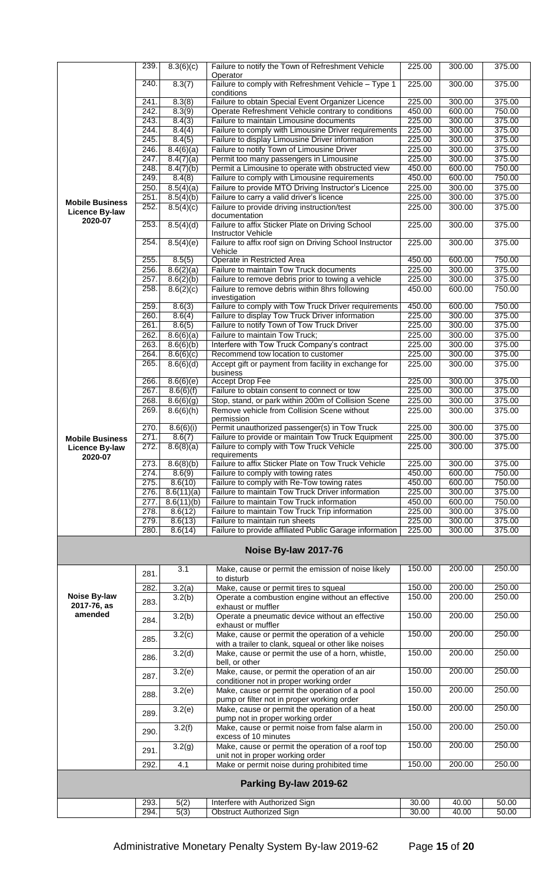| | | | | | | |
|---|---|---|---|---|---|---|
| Mobile Business Licence By-law 2020-07 | 239. | 8.3(6)(c) | Failure to notify the Town of Refreshment Vehicle Operator | 225.00 | 300.00 | 375.00 |
| | 240. | 8.3(7) | Failure to comply with Refreshment Vehicle – Type 1 conditions | 225.00 | 300.00 | 375.00 |
| | 241. | 8.3(8) | Failure to obtain Special Event Organizer Licence | 225.00 | 300.00 | 375.00 |
| | 242. | 8.3(9) | Operate Refreshment Vehicle contrary to conditions | 450.00 | 600.00 | 750.00 |
| | 243. | 8.4(3) | Failure to maintain Limousine documents | 225.00 | 300.00 | 375.00 |
| | 244. | 8.4(4) | Failure to comply with Limousine Driver requirements | 225.00 | 300.00 | 375.00 |
| | 245. | 8.4(5) | Failure to display Limousine Driver information | 225.00 | 300.00 | 375.00 |
| | 246. | 8.4(6)(a) | Failure to notify Town of Limousine Driver | 225.00 | 300.00 | 375.00 |
| | 247. | 8.4(7)(a) | Permit too many passengers in Limousine | 225.00 | 300.00 | 375.00 |
| | 248. | 8.4(7)(b) | Permit a Limousine to operate with obstructed view | 450.00 | 600.00 | 750.00 |
| | 249. | 8.4(8) | Failure to comply with Limousine requirements | 450.00 | 600.00 | 750.00 |
| | 250. | 8.5(4)(a) | Failure to provide MTO Driving Instructor's Licence | 225.00 | 300.00 | 375.00 |
| | 251. | 8.5(4)(b) | Failure to carry a valid driver's licence | 225.00 | 300.00 | 375.00 |
| | 252. | 8.5(4)(c) | Failure to provide driving instruction/test documentation | 225.00 | 300.00 | 375.00 |
| | 253. | 8.5(4)(d) | Failure to affix Sticker Plate on Driving School Instructor Vehicle | 225.00 | 300.00 | 375.00 |
| | 254. | 8.5(4)(e) | Failure to affix roof sign on Driving School Instructor Vehicle | 225.00 | 300.00 | 375.00 |
| | 255. | 8.5(5) | Operate in Restricted Area | 450.00 | 600.00 | 750.00 |
| | 256. | 8.6(2)(a) | Failure to maintain Tow Truck documents | 225.00 | 300.00 | 375.00 |
| | 257. | 8.6(2)(b) | Failure to remove debris prior to towing a vehicle | 225.00 | 300.00 | 375.00 |
| | 258. | 8.6(2)(c) | Failure to remove debris within 8hrs following investigation | 450.00 | 600.00 | 750.00 |
| | 259. | 8.6(3) | Failure to comply with Tow Truck Driver requirements | 450.00 | 600.00 | 750.00 |
| | 260. | 8.6(4) | Failure to display Tow Truck Driver information | 225.00 | 300.00 | 375.00 |
| | 261. | 8.6(5) | Failure to notify Town of Tow Truck Driver | 225.00 | 300.00 | 375.00 |
| | 262. | 8.6(6)(a) | Failure to maintain Tow Truck; | 225.00 | 300.00 | 375.00 |
| | 263. | 8.6(6)(b) | Interfere with Tow Truck Company's contract | 225.00 | 300.00 | 375.00 |
| | 264. | 8.6(6)(c) | Recommend tow location to customer | 225.00 | 300.00 | 375.00 |
| | 265. | 8.6(6)(d) | Accept gift or payment from facility in exchange for business | 225.00 | 300.00 | 375.00 |
| Mobile Business Licence By-law 2020-07 | 266. | 8.6(6)(e) | Accept Drop Fee | 225.00 | 300.00 | 375.00 |
| | 267. | 8.6(6)(f) | Failure to obtain consent to connect or tow | 225.00 | 300.00 | 375.00 |
| | 268. | 8.6(6)(g) | Stop, stand, or park within 200m of Collision Scene | 225.00 | 300.00 | 375.00 |
| | 269. | 8.6(6)(h) | Remove vehicle from Collision Scene without permission | 225.00 | 300.00 | 375.00 |
| | 270. | 8.6(6)(i) | Permit unauthorized passenger(s) in Tow Truck | 225.00 | 300.00 | 375.00 |
| | 271. | 8.6(7) | Failure to provide or maintain Tow Truck Equipment | 225.00 | 300.00 | 375.00 |
| | 272. | 8.6(8)(a) | Failure to comply with Tow Truck Vehicle requirements | 225.00 | 300.00 | 375.00 |
| | 273. | 8.6(8)(b) | Failure to affix Sticker Plate on Tow Truck Vehicle | 225.00 | 300.00 | 375.00 |
| | 274. | 8.6(9) | Failure to comply with towing rates | 450.00 | 600.00 | 750.00 |
| | 275. | 8.6(10) | Failure to comply with Re-Tow towing rates | 450.00 | 600.00 | 750.00 |
| | 276. | 8.6(11)(a) | Failure to maintain Tow Truck Driver information | 225.00 | 300.00 | 375.00 |
| | 277. | 8.6(11)(b) | Failure to maintain Tow Truck information | 450.00 | 600.00 | 750.00 |
| | 278. | 8.6(12) | Failure to maintain Tow Truck Trip information | 225.00 | 300.00 | 375.00 |
| | 279. | 8.6(13) | Failure to maintain run sheets | 225.00 | 300.00 | 375.00 |
| | 280. | 8.6(14) | Failure to provide affiliated Public Garage information | 225.00 | 300.00 | 375.00 |
| **Noise By-law 2017-76** | | | | | | |
| Noise By-law 2017-76, as amended | 281. | 3.1 | Make, cause or permit the emission of noise likely to disturb | 150.00 | 200.00 | 250.00 |
| | 282. | 3.2(a) | Make, cause or permit tires to squeal | 150.00 | 200.00 | 250.00 |
| | 283. | 3.2(b) | Operate a combustion engine without an effective exhaust or muffler | 150.00 | 200.00 | 250.00 |
| | 284. | 3.2(b) | Operate a pneumatic device without an effective exhaust or muffler | 150.00 | 200.00 | 250.00 |
| | 285. | 3.2(c) | Make, cause or permit the operation of a vehicle with a trailer to clank, squeal or other like noises | 150.00 | 200.00 | 250.00 |
| | 286. | 3.2(d) | Make, cause or permit the use of a horn, whistle, bell, or other | 150.00 | 200.00 | 250.00 |
| | 287. | 3.2(e) | Make, cause, or permit the operation of an air conditioner not in proper working order | 150.00 | 200.00 | 250.00 |
| | 288. | 3.2(e) | Make, cause or permit the operation of a pool pump or filter not in proper working order | 150.00 | 200.00 | 250.00 |
| | 289. | 3.2(e) | Make, cause or permit the operation of a heat pump not in proper working order | 150.00 | 200.00 | 250.00 |
| | 290. | 3.2(f) | Make, cause or permit noise from false alarm in excess of 10 minutes | 150.00 | 200.00 | 250.00 |
| | 291. | 3.2(g) | Make, cause or permit the operation of a roof top unit not in proper working order | 150.00 | 200.00 | 250.00 |
| | 292. | 4.1 | Make or permit noise during prohibited time | 150.00 | 200.00 | 250.00 |
| **Parking By-law 2019-62** | | | | | | |
| | 293. | 5(2) | Interfere with Authorized Sign | 30.00 | 40.00 | 50.00 |
| | 294. | 5(3) | Obstruct Authorized Sign | 30.00 | 40.00 | 50.00 |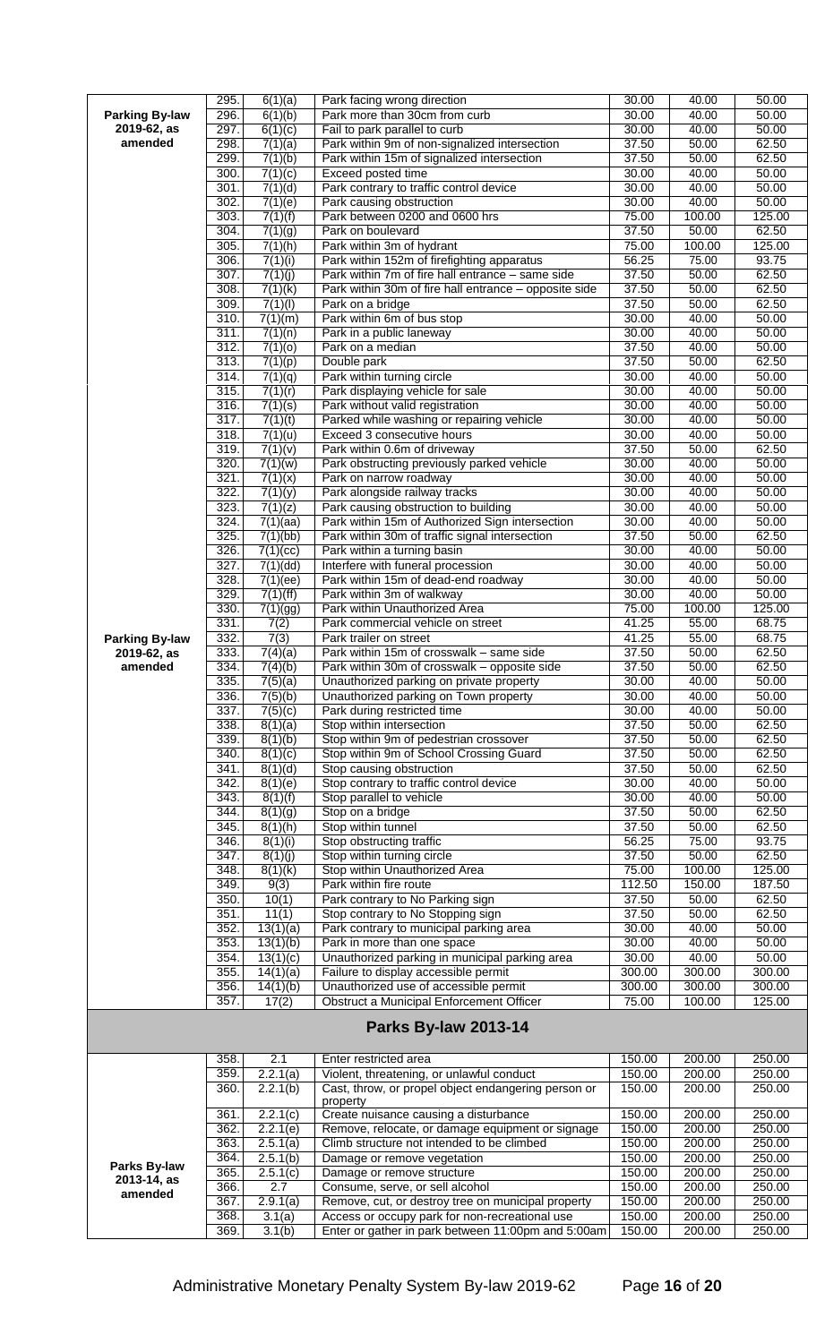| | | | | | | |
|---|---|---|---|---|---|---|
| **Parking By-law 2019-62, as amended** | 295. | 6(1)(a) | Park facing wrong direction | 30.00 | 40.00 | 50.00 |
| | 296. | 6(1)(b) | Park more than 30cm from curb | 30.00 | 40.00 | 50.00 |
| | 297. | 6(1)(c) | Fail to park parallel to curb | 30.00 | 40.00 | 50.00 |
| | 298. | 7(1)(a) | Park within 9m of non-signalized intersection | 37.50 | 50.00 | 62.50 |
| | 299. | 7(1)(b) | Park within 15m of signalized intersection | 37.50 | 50.00 | 62.50 |
| | 300. | 7(1)(c) | Exceed posted time | 30.00 | 40.00 | 50.00 |
| | 301. | 7(1)(d) | Park contrary to traffic control device | 30.00 | 40.00 | 50.00 |
| | 302. | 7(1)(e) | Park causing obstruction | 30.00 | 40.00 | 50.00 |
| | 303. | 7(1)(f) | Park between 0200 and 0600 hrs | 75.00 | 100.00 | 125.00 |
| | 304. | 7(1)(g) | Park on boulevard | 37.50 | 50.00 | 62.50 |
| | 305. | 7(1)(h) | Park within 3m of hydrant | 75.00 | 100.00 | 125.00 |
| | 306. | 7(1)(i) | Park within 152m of firefighting apparatus | 56.25 | 75.00 | 93.75 |
| | 307. | 7(1)(j) | Park within 7m of fire hall entrance – same side | 37.50 | 50.00 | 62.50 |
| | 308. | 7(1)(k) | Park within 30m of fire hall entrance – opposite side | 37.50 | 50.00 | 62.50 |
| | 309. | 7(1)(l) | Park on a bridge | 37.50 | 50.00 | 62.50 |
| | 310. | 7(1)(m) | Park within 6m of bus stop | 30.00 | 40.00 | 50.00 |
| | 311. | 7(1)(n) | Park in a public laneway | 30.00 | 40.00 | 50.00 |
| | 312. | 7(1)(o) | Park on a median | 37.50 | 40.00 | 50.00 |
| | 313. | 7(1)(p) | Double park | 37.50 | 50.00 | 62.50 |
| | 314. | 7(1)(q) | Park within turning circle | 30.00 | 40.00 | 50.00 |
| | 315. | 7(1)(r) | Park displaying vehicle for sale | 30.00 | 40.00 | 50.00 |
| | 316. | 7(1)(s) | Park without valid registration | 30.00 | 40.00 | 50.00 |
| | 317. | 7(1)(t) | Parked while washing or repairing vehicle | 30.00 | 40.00 | 50.00 |
| | 318. | 7(1)(u) | Exceed 3 consecutive hours | 30.00 | 40.00 | 50.00 |
| | 319. | 7(1)(v) | Park within 0.6m of driveway | 37.50 | 50.00 | 62.50 |
| | 320. | 7(1)(w) | Park obstructing previously parked vehicle | 30.00 | 40.00 | 50.00 |
| | 321. | 7(1)(x) | Park on narrow roadway | 30.00 | 40.00 | 50.00 |
| | 322. | 7(1)(y) | Park alongside railway tracks | 30.00 | 40.00 | 50.00 |
| | 323. | 7(1)(z) | Park causing obstruction to building | 30.00 | 40.00 | 50.00 |
| | 324. | 7(1)(aa) | Park within 15m of Authorized Sign intersection | 30.00 | 40.00 | 50.00 |
| | 325. | 7(1)(bb) | Park within 30m of traffic signal intersection | 37.50 | 50.00 | 62.50 |
| | 326. | 7(1)(cc) | Park within a turning basin | 30.00 | 40.00 | 50.00 |
| | 327. | 7(1)(dd) | Interfere with funeral procession | 30.00 | 40.00 | 50.00 |
| | 328. | 7(1)(ee) | Park within 15m of dead-end roadway | 30.00 | 40.00 | 50.00 |
| | 329. | 7(1)(ff) | Park within 3m of walkway | 30.00 | 40.00 | 50.00 |
| | 330. | 7(1)(gg) | Park within Unauthorized Area | 75.00 | 100.00 | 125.00 |
| | 331. | 7(2) | Park commercial vehicle on street | 41.25 | 55.00 | 68.75 |
| **Parking By-law 2019-62, as amended** | 332. | 7(3) | Park trailer on street | 41.25 | 55.00 | 68.75 |
| | 333. | 7(4)(a) | Park within 15m of crosswalk – same side | 37.50 | 50.00 | 62.50 |
| | 334. | 7(4)(b) | Park within 30m of crosswalk – opposite side | 37.50 | 50.00 | 62.50 |
| | 335. | 7(5)(a) | Unauthorized parking on private property | 30.00 | 40.00 | 50.00 |
| | 336. | 7(5)(b) | Unauthorized parking on Town property | 30.00 | 40.00 | 50.00 |
| | 337. | 7(5)(c) | Park during restricted time | 30.00 | 40.00 | 50.00 |
| | 338. | 8(1)(a) | Stop within intersection | 37.50 | 50.00 | 62.50 |
| | 339. | 8(1)(b) | Stop within 9m of pedestrian crossover | 37.50 | 50.00 | 62.50 |
| | 340. | 8(1)(c) | Stop within 9m of School Crossing Guard | 37.50 | 50.00 | 62.50 |
| | 341. | 8(1)(d) | Stop causing obstruction | 37.50 | 50.00 | 62.50 |
| | 342. | 8(1)(e) | Stop contrary to traffic control device | 30.00 | 40.00 | 50.00 |
| | 343. | 8(1)(f) | Stop parallel to vehicle | 30.00 | 40.00 | 50.00 |
| | 344. | 8(1)(g) | Stop on a bridge | 37.50 | 50.00 | 62.50 |
| | 345. | 8(1)(h) | Stop within tunnel | 37.50 | 50.00 | 62.50 |
| | 346. | 8(1)(i) | Stop obstructing traffic | 56.25 | 75.00 | 93.75 |
| | 347. | 8(1)(j) | Stop within turning circle | 37.50 | 50.00 | 62.50 |
| | 348. | 8(1)(k) | Stop within Unauthorized Area | 75.00 | 100.00 | 125.00 |
| | 349. | 9(3) | Park within fire route | 112.50 | 150.00 | 187.50 |
| | 350. | 10(1) | Park contrary to No Parking sign | 37.50 | 50.00 | 62.50 |
| | 351. | 11(1) | Stop contrary to No Stopping sign | 37.50 | 50.00 | 62.50 |
| | 352. | 13(1)(a) | Park contrary to municipal parking area | 30.00 | 40.00 | 50.00 |
| | 353. | 13(1)(b) | Park in more than one space | 30.00 | 40.00 | 50.00 |
| | 354. | 13(1)(c) | Unauthorized parking in municipal parking area | 30.00 | 40.00 | 50.00 |
| | 355. | 14(1)(a) | Failure to display accessible permit | 300.00 | 300.00 | 300.00 |
| | 356. | 14(1)(b) | Unauthorized use of accessible permit | 300.00 | 300.00 | 300.00 |
| | 357. | 17(2) | Obstruct a Municipal Enforcement Officer | 75.00 | 100.00 | 125.00 |

## Parks By-law 2013-14

| | | | | | | |
|---|---|---|---|---|---|---|
| **Parks By-law 2013-14, as amended** | 358. | 2.1 | Enter restricted area | 150.00 | 200.00 | 250.00 |
| | 359. | 2.2.1(a) | Violent, threatening, or unlawful conduct | 150.00 | 200.00 | 250.00 |
| | 360. | 2.2.1(b) | Cast, throw, or propel object endangering person or property | 150.00 | 200.00 | 250.00 |
| | 361. | 2.2.1(c) | Create nuisance causing a disturbance | 150.00 | 200.00 | 250.00 |
| | 362. | 2.2.1(e) | Remove, relocate, or damage equipment or signage | 150.00 | 200.00 | 250.00 |
| | 363. | 2.5.1(a) | Climb structure not intended to be climbed | 150.00 | 200.00 | 250.00 |
| | 364. | 2.5.1(b) | Damage or remove vegetation | 150.00 | 200.00 | 250.00 |
| | 365. | 2.5.1(c) | Damage or remove structure | 150.00 | 200.00 | 250.00 |
| | 366. | 2.7 | Consume, serve, or sell alcohol | 150.00 | 200.00 | 250.00 |
| | 367. | 2.9.1(a) | Remove, cut, or destroy tree on municipal property | 150.00 | 200.00 | 250.00 |
| | 368. | 3.1(a) | Access or occupy park for non-recreational use | 150.00 | 200.00 | 250.00 |
| | 369. | 3.1(b) | Enter or gather in park between 11:00pm and 5:00am | 150.00 | 200.00 | 250.00 |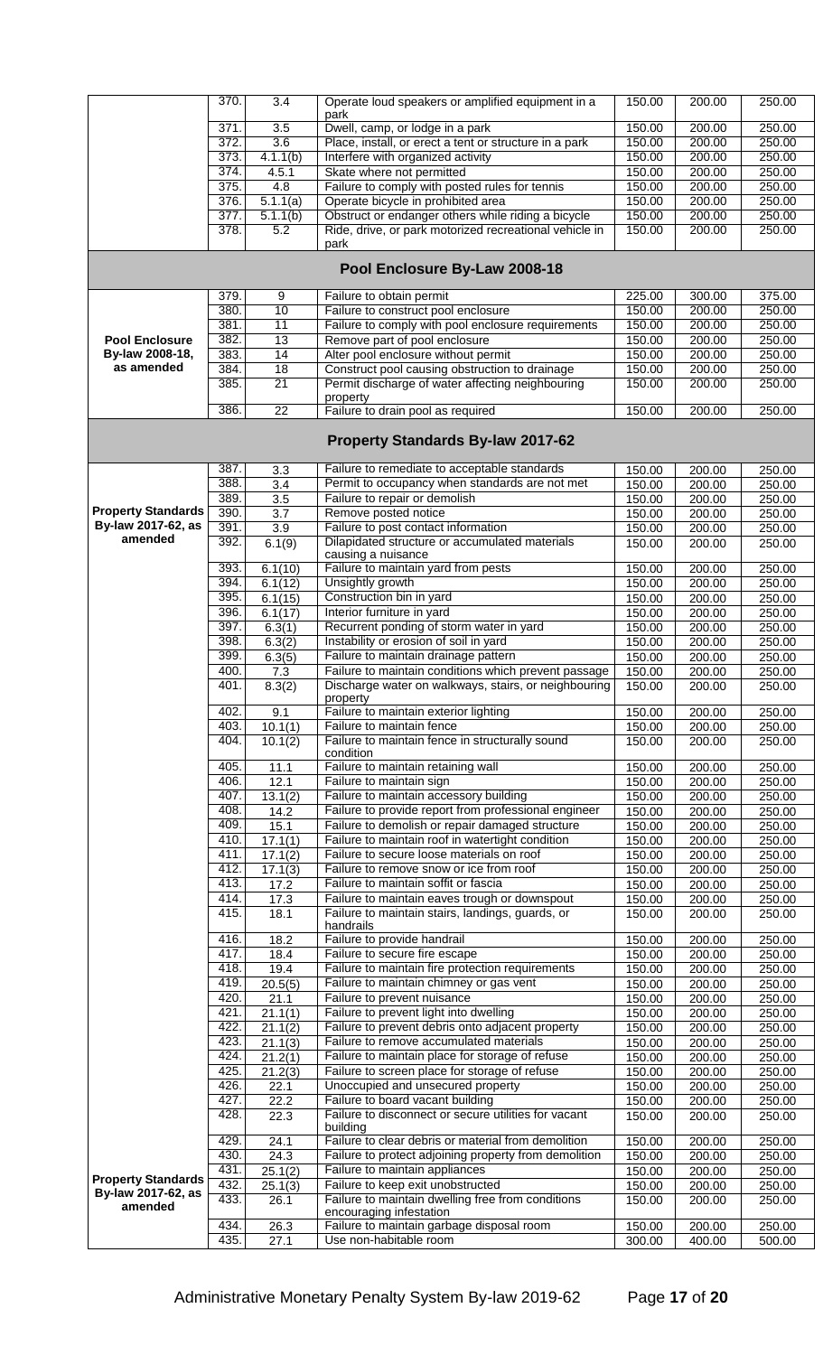| | | | | | | |
|---|---|---|---|---|---|---|
| | 370. | 3.4 | Operate loud speakers or amplified equipment in a park | 150.00 | 200.00 | 250.00 |
| | 371. | 3.5 | Dwell, camp, or lodge in a park | 150.00 | 200.00 | 250.00 |
| | 372. | 3.6 | Place, install, or erect a tent or structure in a park | 150.00 | 200.00 | 250.00 |
| | 373. | 4.1.1(b) | Interfere with organized activity | 150.00 | 200.00 | 250.00 |
| | 374. | 4.5.1 | Skate where not permitted | 150.00 | 200.00 | 250.00 |
| | 375. | 4.8 | Failure to comply with posted rules for tennis | 150.00 | 200.00 | 250.00 |
| | 376. | 5.1.1(a) | Operate bicycle in prohibited area | 150.00 | 200.00 | 250.00 |
| | 377. | 5.1.1(b) | Obstruct or endanger others while riding a bicycle | 150.00 | 200.00 | 250.00 |
| | 378. | 5.2 | Ride, drive, or park motorized recreational vehicle in park | 150.00 | 200.00 | 250.00 |
| **Pool Enclosure By-Law 2008-18** | | | | | | |
| **Pool Enclosure By-law 2008-18, as amended** | 379. | 9 | Failure to obtain permit | 225.00 | 300.00 | 375.00 |
| | 380. | 10 | Failure to construct pool enclosure | 150.00 | 200.00 | 250.00 |
| | 381. | 11 | Failure to comply with pool enclosure requirements | 150.00 | 200.00 | 250.00 |
| | 382. | 13 | Remove part of pool enclosure | 150.00 | 200.00 | 250.00 |
| | 383. | 14 | Alter pool enclosure without permit | 150.00 | 200.00 | 250.00 |
| | 384. | 18 | Construct pool causing obstruction to drainage | 150.00 | 200.00 | 250.00 |
| | 385. | 21 | Permit discharge of water affecting neighbouring property | 150.00 | 200.00 | 250.00 |
| | 386. | 22 | Failure to drain pool as required | 150.00 | 200.00 | 250.00 |
| **Property Standards By-law 2017-62** | | | | | | |
| **Property Standards By-law 2017-62, as amended** | 387. | 3.3 | Failure to remediate to acceptable standards | 150.00 | 200.00 | 250.00 |
| | 388. | 3.4 | Permit to occupancy when standards are not met | 150.00 | 200.00 | 250.00 |
| | 389. | 3.5 | Failure to repair or demolish | 150.00 | 200.00 | 250.00 |
| | 390. | 3.7 | Remove posted notice | 150.00 | 200.00 | 250.00 |
| | 391. | 3.9 | Failure to post contact information | 150.00 | 200.00 | 250.00 |
| | 392. | 6.1(9) | Dilapidated structure or accumulated materials causing a nuisance | 150.00 | 200.00 | 250.00 |
| | 393. | 6.1(10) | Failure to maintain yard from pests | 150.00 | 200.00 | 250.00 |
| | 394. | 6.1(12) | Unsightly growth | 150.00 | 200.00 | 250.00 |
| | 395. | 6.1(15) | Construction bin in yard | 150.00 | 200.00 | 250.00 |
| | 396. | 6.1(17) | Interior furniture in yard | 150.00 | 200.00 | 250.00 |
| | 397. | 6.3(1) | Recurrent ponding of storm water in yard | 150.00 | 200.00 | 250.00 |
| | 398. | 6.3(2) | Instability or erosion of soil in yard | 150.00 | 200.00 | 250.00 |
| | 399. | 6.3(5) | Failure to maintain drainage pattern | 150.00 | 200.00 | 250.00 |
| | 400. | 7.3 | Failure to maintain conditions which prevent passage | 150.00 | 200.00 | 250.00 |
| | 401. | 8.3(2) | Discharge water on walkways, stairs, or neighbouring property | 150.00 | 200.00 | 250.00 |
| | 402. | 9.1 | Failure to maintain exterior lighting | 150.00 | 200.00 | 250.00 |
| | 403. | 10.1(1) | Failure to maintain fence | 150.00 | 200.00 | 250.00 |
| | 404. | 10.1(2) | Failure to maintain fence in structurally sound condition | 150.00 | 200.00 | 250.00 |
| | 405. | 11.1 | Failure to maintain retaining wall | 150.00 | 200.00 | 250.00 |
| | 406. | 12.1 | Failure to maintain sign | 150.00 | 200.00 | 250.00 |
| | 407. | 13.1(2) | Failure to maintain accessory building | 150.00 | 200.00 | 250.00 |
| | 408. | 14.2 | Failure to provide report from professional engineer | 150.00 | 200.00 | 250.00 |
| | 409. | 15.1 | Failure to demolish or repair damaged structure | 150.00 | 200.00 | 250.00 |
| | 410. | 17.1(1) | Failure to maintain roof in watertight condition | 150.00 | 200.00 | 250.00 |
| | 411. | 17.1(2) | Failure to secure loose materials on roof | 150.00 | 200.00 | 250.00 |
| | 412. | 17.1(3) | Failure to remove snow or ice from roof | 150.00 | 200.00 | 250.00 |
| | 413. | 17.2 | Failure to maintain soffit or fascia | 150.00 | 200.00 | 250.00 |
| | 414. | 17.3 | Failure to maintain eaves trough or downspout | 150.00 | 200.00 | 250.00 |
| | 415. | 18.1 | Failure to maintain stairs, landings, guards, or handrails | 150.00 | 200.00 | 250.00 |
| | 416. | 18.2 | Failure to provide handrail | 150.00 | 200.00 | 250.00 |
| | 417. | 18.4 | Failure to secure fire escape | 150.00 | 200.00 | 250.00 |
| | 418. | 19.4 | Failure to maintain fire protection requirements | 150.00 | 200.00 | 250.00 |
| | 419. | 20.5(5) | Failure to maintain chimney or gas vent | 150.00 | 200.00 | 250.00 |
| | 420. | 21.1 | Failure to prevent nuisance | 150.00 | 200.00 | 250.00 |
| | 421. | 21.1(1) | Failure to prevent light into dwelling | 150.00 | 200.00 | 250.00 |
| | 422. | 21.1(2) | Failure to prevent debris onto adjacent property | 150.00 | 200.00 | 250.00 |
| | 423. | 21.1(3) | Failure to remove accumulated materials | 150.00 | 200.00 | 250.00 |
| | 424. | 21.2(1) | Failure to maintain place for storage of refuse | 150.00 | 200.00 | 250.00 |
| | 425. | 21.2(3) | Failure to screen place for storage of refuse | 150.00 | 200.00 | 250.00 |
| | 426. | 22.1 | Unoccupied and unsecured property | 150.00 | 200.00 | 250.00 |
| | 427. | 22.2 | Failure to board vacant building | 150.00 | 200.00 | 250.00 |
| | 428. | 22.3 | Failure to disconnect or secure utilities for vacant building | 150.00 | 200.00 | 250.00 |
| | 429. | 24.1 | Failure to clear debris or material from demolition | 150.00 | 200.00 | 250.00 |
| | 430. | 24.3 | Failure to protect adjoining property from demolition | 150.00 | 200.00 | 250.00 |
| **Property Standards By-law 2017-62, as amended** | 431. | 25.1(2) | Failure to maintain appliances | 150.00 | 200.00 | 250.00 |
| | 432. | 25.1(3) | Failure to keep exit unobstructed | 150.00 | 200.00 | 250.00 |
| | 433. | 26.1 | Failure to maintain dwelling free from conditions encouraging infestation | 150.00 | 200.00 | 250.00 |
| | 434. | 26.3 | Failure to maintain garbage disposal room | 150.00 | 200.00 | 250.00 |
| | 435. | 27.1 | Use non-habitable room | 300.00 | 400.00 | 500.00 |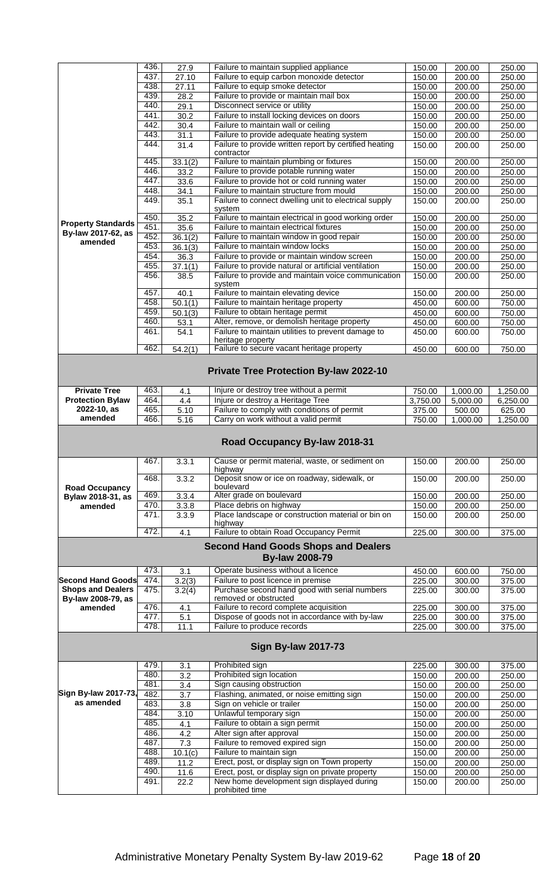| | | | | | | |
|---|---|---|---|---|---|---|
| **Property Standards By-law 2017-62, as amended** | 436. | 27.9 | Failure to maintain supplied appliance | 150.00 | 200.00 | 250.00 |
| | 437. | 27.10 | Failure to equip carbon monoxide detector | 150.00 | 200.00 | 250.00 |
| | 438. | 27.11 | Failure to equip smoke detector | 150.00 | 200.00 | 250.00 |
| | 439. | 28.2 | Failure to provide or maintain mail box | 150.00 | 200.00 | 250.00 |
| | 440. | 29.1 | Disconnect service or utility | 150.00 | 200.00 | 250.00 |
| | 441. | 30.2 | Failure to install locking devices on doors | 150.00 | 200.00 | 250.00 |
| | 442. | 30.4 | Failure to maintain wall or ceiling | 150.00 | 200.00 | 250.00 |
| | 443. | 31.1 | Failure to provide adequate heating system | 150.00 | 200.00 | 250.00 |
| | 444. | 31.4 | Failure to provide written report by certified heating contractor | 150.00 | 200.00 | 250.00 |
| | 445. | 33.1(2) | Failure to maintain plumbing or fixtures | 150.00 | 200.00 | 250.00 |
| | 446. | 33.2 | Failure to provide potable running water | 150.00 | 200.00 | 250.00 |
| | 447. | 33.6 | Failure to provide hot or cold running water | 150.00 | 200.00 | 250.00 |
| | 448. | 34.1 | Failure to maintain structure from mould | 150.00 | 200.00 | 250.00 |
| | 449. | 35.1 | Failure to connect dwelling unit to electrical supply system | 150.00 | 200.00 | 250.00 |
| | 450. | 35.2 | Failure to maintain electrical in good working order | 150.00 | 200.00 | 250.00 |
| | 451. | 35.6 | Failure to maintain electrical fixtures | 150.00 | 200.00 | 250.00 |
| | 452. | 36.1(2) | Failure to maintain window in good repair | 150.00 | 200.00 | 250.00 |
| | 453. | 36.1(3) | Failure to maintain window locks | 150.00 | 200.00 | 250.00 |
| | 454. | 36.3 | Failure to provide or maintain window screen | 150.00 | 200.00 | 250.00 |
| | 455. | 37.1(1) | Failure to provide natural or artificial ventilation | 150.00 | 200.00 | 250.00 |
| | 456. | 38.5 | Failure to provide and maintain voice communication system | 150.00 | 200.00 | 250.00 |
| | 457. | 40.1 | Failure to maintain elevating device | 150.00 | 200.00 | 250.00 |
| | 458. | 50.1(1) | Failure to maintain heritage property | 450.00 | 600.00 | 750.00 |
| | 459. | 50.1(3) | Failure to obtain heritage permit | 450.00 | 600.00 | 750.00 |
| | 460. | 53.1 | Alter, remove, or demolish heritage property | 450.00 | 600.00 | 750.00 |
| | 461. | 54.1 | Failure to maintain utilities to prevent damage to heritage property | 450.00 | 600.00 | 750.00 |
| | 462. | 54.2(1) | Failure to secure vacant heritage property | 450.00 | 600.00 | 750.00 |
| **Private Tree Protection By-law 2022-10** | | | | | | |
| **Private Tree Protection Bylaw 2022-10, as amended** | 463. | 4.1 | Injure or destroy tree without a permit | 750.00 | 1,000.00 | 1,250.00 |
| | 464. | 4.4 | Injure or destroy a Heritage Tree | 3,750.00 | 5,000.00 | 6,250.00 |
| | 465. | 5.10 | Failure to comply with conditions of permit | 375.00 | 500.00 | 625.00 |
| | 466. | 5.16 | Carry on work without a valid permit | 750.00 | 1,000.00 | 1,250.00 |
| **Road Occupancy By-law 2018-31** | | | | | | |
| **Road Occupancy Bylaw 2018-31, as amended** | 467. | 3.3.1 | Cause or permit material, waste, or sediment on highway | 150.00 | 200.00 | 250.00 |
| | 468. | 3.3.2 | Deposit snow or ice on roadway, sidewalk, or boulevard | 150.00 | 200.00 | 250.00 |
| | 469. | 3.3.4 | Alter grade on boulevard | 150.00 | 200.00 | 250.00 |
| | 470. | 3.3.8 | Place debris on highway | 150.00 | 200.00 | 250.00 |
| | 471. | 3.3.9 | Place landscape or construction material or bin on highway | 150.00 | 200.00 | 250.00 |
| | 472. | 4.1 | Failure to obtain Road Occupancy Permit | 225.00 | 300.00 | 375.00 |
| **Second Hand Goods Shops and Dealers By-law 2008-79** | | | | | | |
| **Second Hand Goods Shops and Dealers By-law 2008-79, as amended** | 473. | 3.1 | Operate business without a licence | 450.00 | 600.00 | 750.00 |
| | 474. | 3.2(3) | Failure to post licence in premise | 225.00 | 300.00 | 375.00 |
| | 475. | 3.2(4) | Purchase second hand good with serial numbers removed or obstructed | 225.00 | 300.00 | 375.00 |
| | 476. | 4.1 | Failure to record complete acquisition | 225.00 | 300.00 | 375.00 |
| | 477. | 5.1 | Dispose of goods not in accordance with by-law | 225.00 | 300.00 | 375.00 |
| | 478. | 11.1 | Failure to produce records | 225.00 | 300.00 | 375.00 |
| **Sign By-law 2017-73** | | | | | | |
| **Sign By-law 2017-73, as amended** | 479. | 3.1 | Prohibited sign | 225.00 | 300.00 | 375.00 |
| | 480. | 3.2 | Prohibited sign location | 150.00 | 200.00 | 250.00 |
| | 481. | 3.4 | Sign causing obstruction | 150.00 | 200.00 | 250.00 |
| | 482. | 3.7 | Flashing, animated, or noise emitting sign | 150.00 | 200.00 | 250.00 |
| | 483. | 3.8 | Sign on vehicle or trailer | 150.00 | 200.00 | 250.00 |
| | 484. | 3.10 | Unlawful temporary sign | 150.00 | 200.00 | 250.00 |
| | 485. | 4.1 | Failure to obtain a sign permit | 150.00 | 200.00 | 250.00 |
| | 486. | 4.2 | Alter sign after approval | 150.00 | 200.00 | 250.00 |
| | 487. | 7.3 | Failure to removed expired sign | 150.00 | 200.00 | 250.00 |
| | 488. | 10.1(c) | Failure to maintain sign | 150.00 | 200.00 | 250.00 |
| | 489. | 11.2 | Erect, post, or display sign on Town property | 150.00 | 200.00 | 250.00 |
| | 490. | 11.6 | Erect, post, or display sign on private property | 150.00 | 200.00 | 250.00 |
| | 491. | 22.2 | New home development sign displayed during prohibited time | 150.00 | 200.00 | 250.00 |

Administrative Monetary Penalty System By-law 2019-62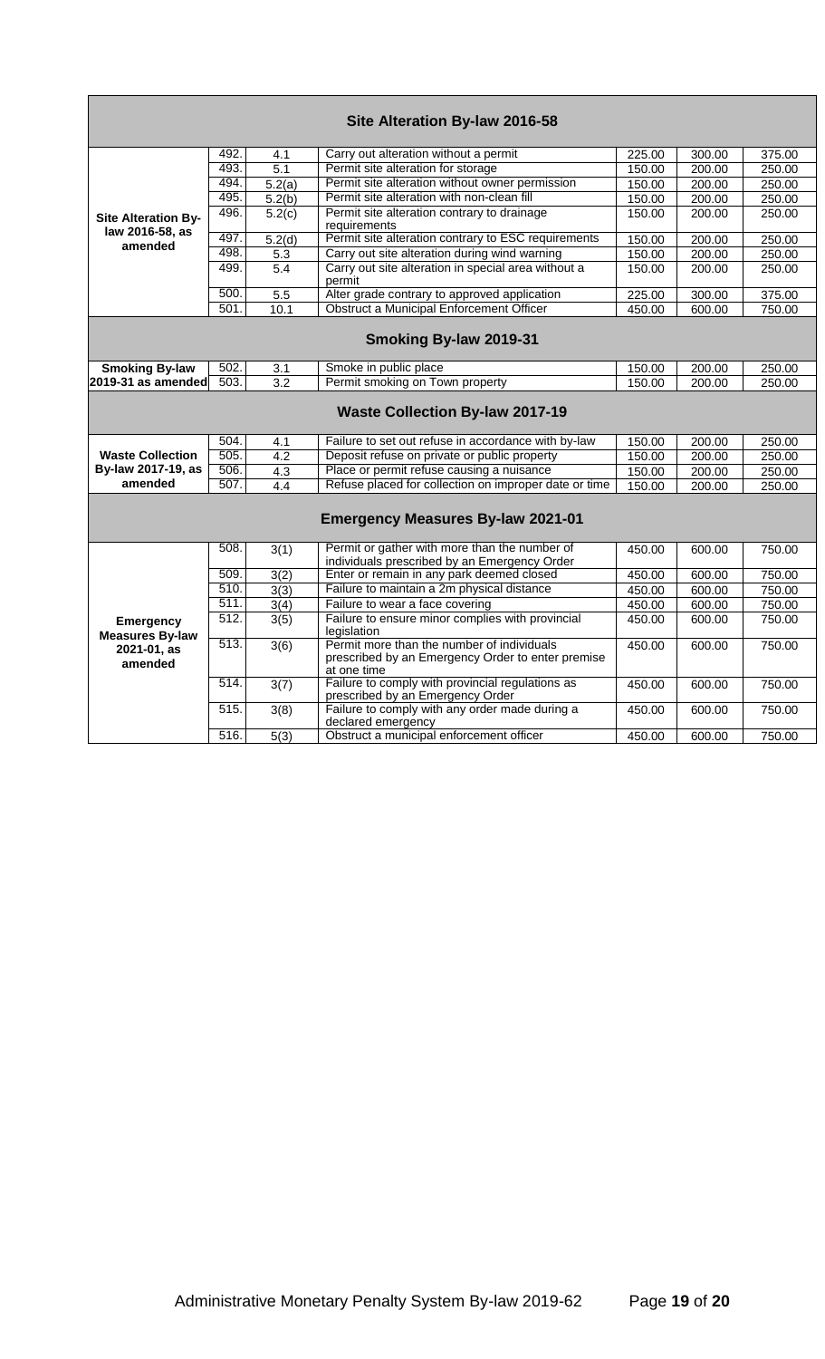## Site Alteration By-law 2016-58

| | | | | | | |
|---|---|---|---|---|---|---|
| Site Alteration By-law 2016-58, as amended | 492. | 4.1 | Carry out alteration without a permit | 225.00 | 300.00 | 375.00 |
| | 493. | 5.1 | Permit site alteration for storage | 150.00 | 200.00 | 250.00 |
| | 494. | 5.2(a) | Permit site alteration without owner permission | 150.00 | 200.00 | 250.00 |
| | 495. | 5.2(b) | Permit site alteration with non-clean fill | 150.00 | 200.00 | 250.00 |
| | 496. | 5.2(c) | Permit site alteration contrary to drainage requirements | 150.00 | 200.00 | 250.00 |
| | 497. | 5.2(d) | Permit site alteration contrary to ESC requirements | 150.00 | 200.00 | 250.00 |
| | 498. | 5.3 | Carry out site alteration during wind warning | 150.00 | 200.00 | 250.00 |
| | 499. | 5.4 | Carry out site alteration in special area without a permit | 150.00 | 200.00 | 250.00 |
| | 500. | 5.5 | Alter grade contrary to approved application | 225.00 | 300.00 | 375.00 |
| | 501. | 10.1 | Obstruct a Municipal Enforcement Officer | 450.00 | 600.00 | 750.00 |

## Smoking By-law 2019-31

| | | | | | | |
|---|---|---|---|---|---|---|
| Smoking By-law 2019-31 as amended | 502. | 3.1 | Smoke in public place | 150.00 | 200.00 | 250.00 |
| | 503. | 3.2 | Permit smoking on Town property | 150.00 | 200.00 | 250.00 |

## Waste Collection By-law 2017-19

| | | | | | | |
|---|---|---|---|---|---|---|
| Waste Collection By-law 2017-19, as amended | 504. | 4.1 | Failure to set out refuse in accordance with by-law | 150.00 | 200.00 | 250.00 |
| | 505. | 4.2 | Deposit refuse on private or public property | 150.00 | 200.00 | 250.00 |
| | 506. | 4.3 | Place or permit refuse causing a nuisance | 150.00 | 200.00 | 250.00 |
| | 507. | 4.4 | Refuse placed for collection on improper date or time | 150.00 | 200.00 | 250.00 |

## Emergency Measures By-law 2021-01

| | | | | | | |
|---|---|---|---|---|---|---|
| Emergency Measures By-law 2021-01, as amended | 508. | 3(1) | Permit or gather with more than the number of individuals prescribed by an Emergency Order | 450.00 | 600.00 | 750.00 |
| | 509. | 3(2) | Enter or remain in any park deemed closed | 450.00 | 600.00 | 750.00 |
| | 510. | 3(3) | Failure to maintain a 2m physical distance | 450.00 | 600.00 | 750.00 |
| | 511. | 3(4) | Failure to wear a face covering | 450.00 | 600.00 | 750.00 |
| | 512. | 3(5) | Failure to ensure minor complies with provincial legislation | 450.00 | 600.00 | 750.00 |
| | 513. | 3(6) | Permit more than the number of individuals prescribed by an Emergency Order to enter premise at one time | 450.00 | 600.00 | 750.00 |
| | 514. | 3(7) | Failure to comply with provincial regulations as prescribed by an Emergency Order | 450.00 | 600.00 | 750.00 |
| | 515. | 3(8) | Failure to comply with any order made during a declared emergency | 450.00 | 600.00 | 750.00 |
| | 516. | 5(3) | Obstruct a municipal enforcement officer | 450.00 | 600.00 | 750.00 |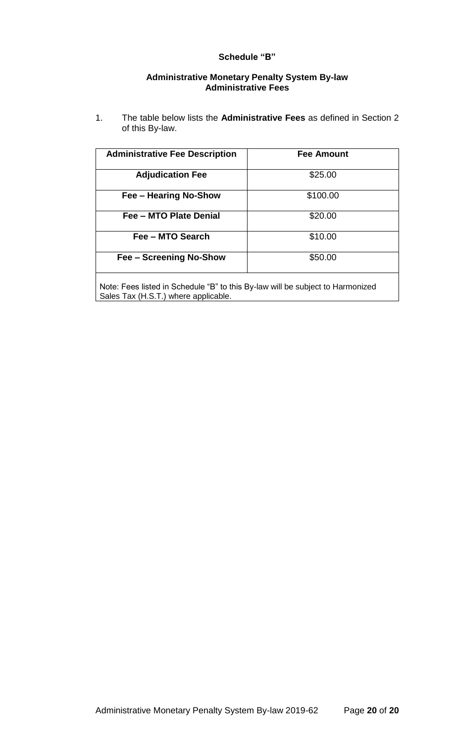### Schedule "B"

**Administrative Monetary Penalty System By-law**
**Administrative Fees**

1. The table below lists the **Administrative Fees** as defined in Section 2 of this By-law.

| Administrative Fee Description | Fee Amount |
|---|---|
| **Adjudication Fee** | \$25.00 |
| **Fee – Hearing No-Show** | \$100.00 |
| **Fee – MTO Plate Denial** | \$20.00 |
| **Fee – MTO Search** | \$10.00 |
| **Fee – Screening No-Show** | \$50.00 |
| Note: Fees listed in Schedule "B" to this By-law will be subject to Harmonized Sales Tax (H.S.T.) where applicable. | |